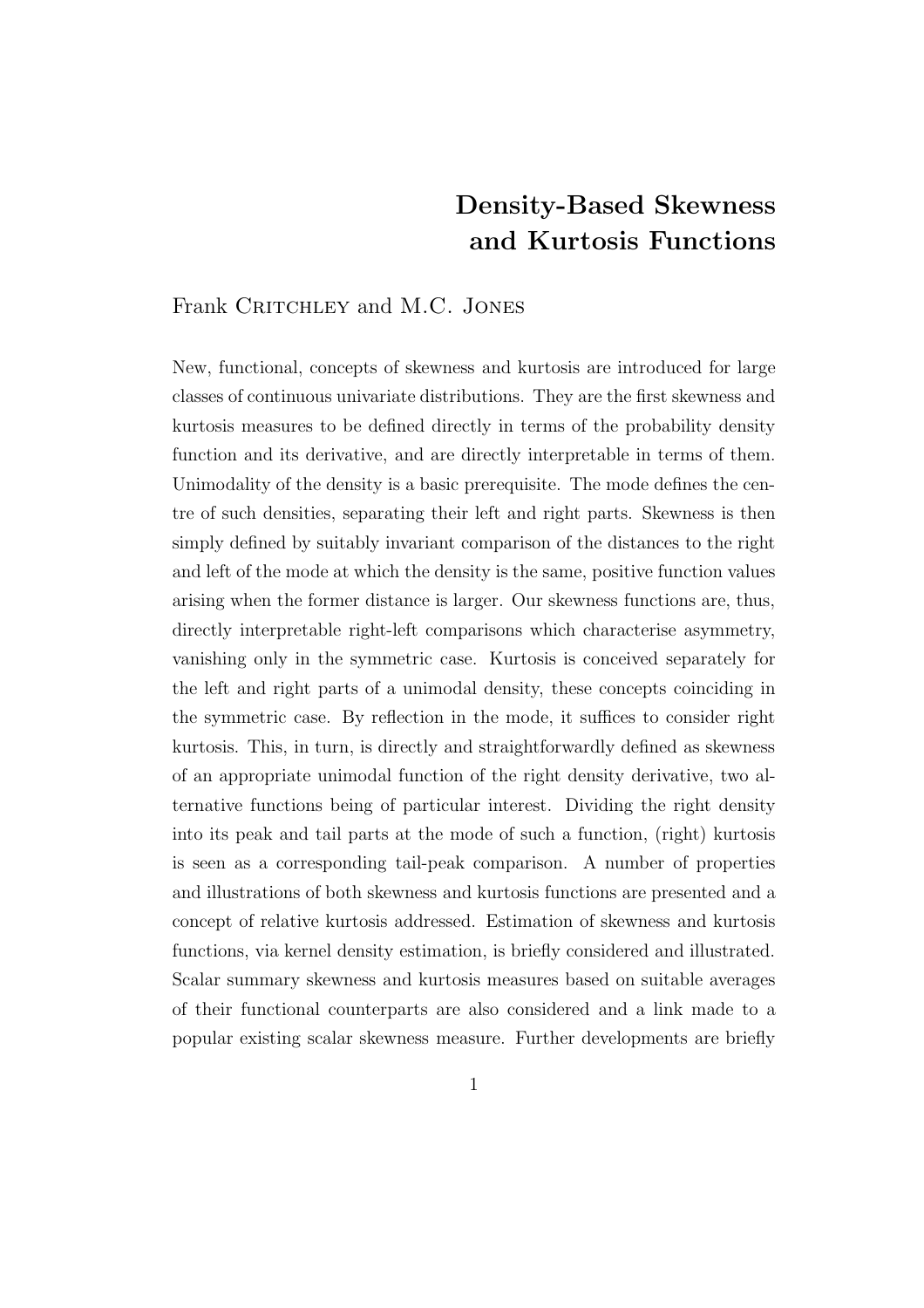# Density-Based Skewness and Kurtosis Functions

Frank Critchley and M.C. Jones

New, functional, concepts of skewness and kurtosis are introduced for large classes of continuous univariate distributions. They are the first skewness and kurtosis measures to be defined directly in terms of the probability density function and its derivative, and are directly interpretable in terms of them. Unimodality of the density is a basic prerequisite. The mode defines the centre of such densities, separating their left and right parts. Skewness is then simply defined by suitably invariant comparison of the distances to the right and left of the mode at which the density is the same, positive function values arising when the former distance is larger. Our skewness functions are, thus, directly interpretable right-left comparisons which characterise asymmetry, vanishing only in the symmetric case. Kurtosis is conceived separately for the left and right parts of a unimodal density, these concepts coinciding in the symmetric case. By reflection in the mode, it suffices to consider right kurtosis. This, in turn, is directly and straightforwardly defined as skewness of an appropriate unimodal function of the right density derivative, two alternative functions being of particular interest. Dividing the right density into its peak and tail parts at the mode of such a function, (right) kurtosis is seen as a corresponding tail-peak comparison. A number of properties and illustrations of both skewness and kurtosis functions are presented and a concept of relative kurtosis addressed. Estimation of skewness and kurtosis functions, via kernel density estimation, is briefly considered and illustrated. Scalar summary skewness and kurtosis measures based on suitable averages of their functional counterparts are also considered and a link made to a popular existing scalar skewness measure. Further developments are briefly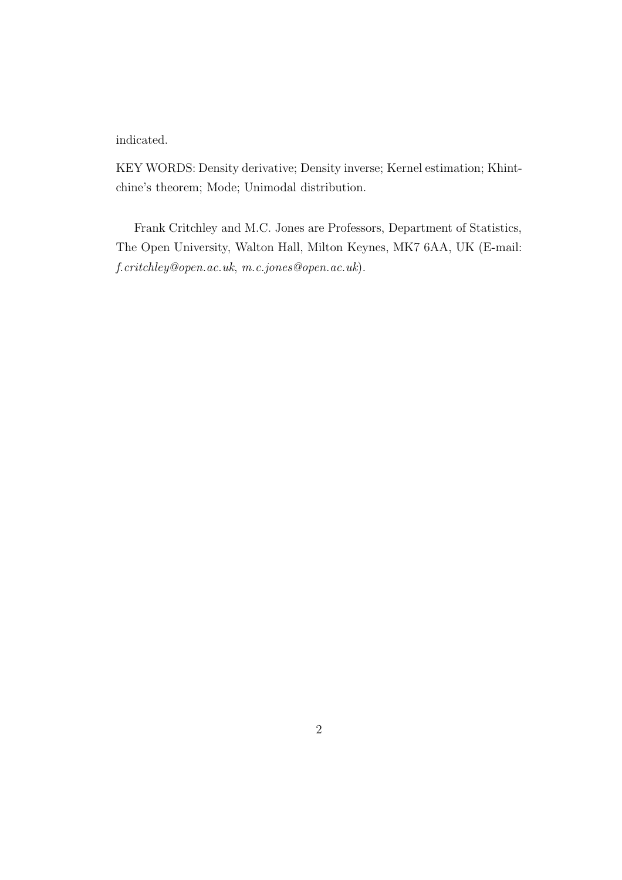indicated.

KEY WORDS: Density derivative; Density inverse; Kernel estimation; Khintchine's theorem; Mode; Unimodal distribution.

Frank Critchley and M.C. Jones are Professors, Department of Statistics, The Open University, Walton Hall, Milton Keynes, MK7 6AA, UK (E-mail: *f.critchley@open.ac.uk*, *m.c.jones@open.ac.uk*).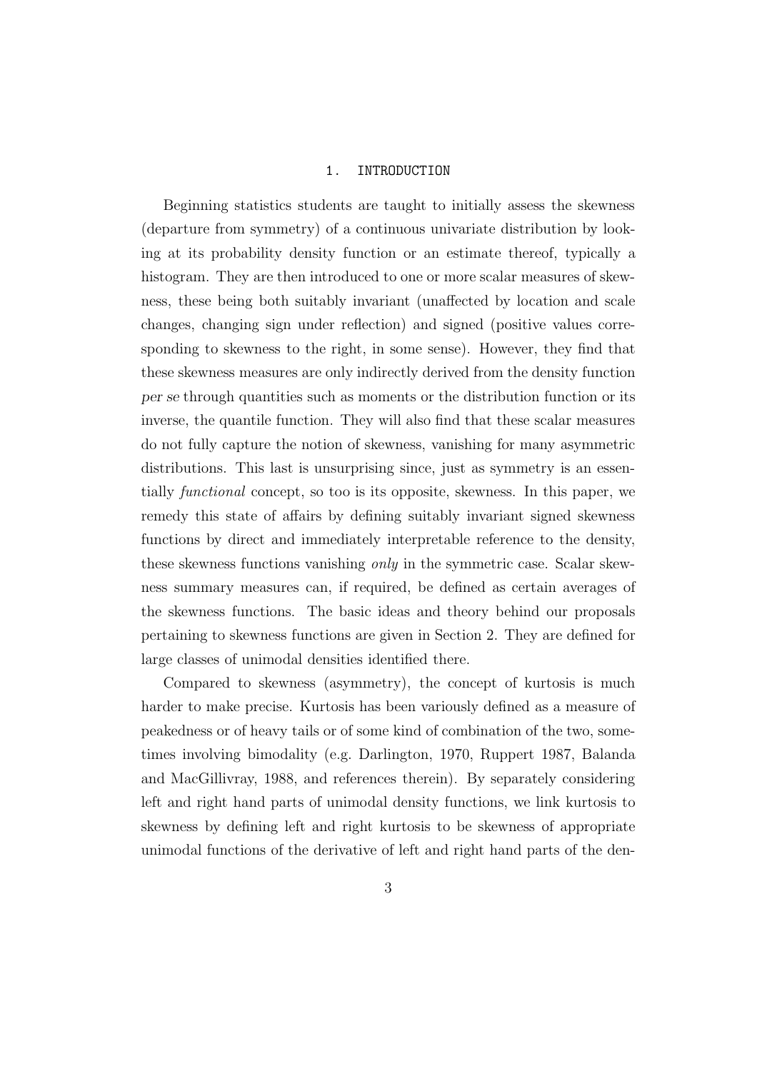## 1. INTRODUCTION

Beginning statistics students are taught to initially assess the skewness (departure from symmetry) of a continuous univariate distribution by looking at its probability density function or an estimate thereof, typically a histogram. They are then introduced to one or more scalar measures of skewness, these being both suitably invariant (unaffected by location and scale changes, changing sign under reflection) and signed (positive values corresponding to skewness to the right, in some sense). However, they find that these skewness measures are only indirectly derived from the density function *per se* through quantities such as moments or the distribution function or its inverse, the quantile function. They will also find that these scalar measures do not fully capture the notion of skewness, vanishing for many asymmetric distributions. This last is unsurprising since, just as symmetry is an essentially *functional* concept, so too is its opposite, skewness. In this paper, we remedy this state of affairs by defining suitably invariant signed skewness functions by direct and immediately interpretable reference to the density, these skewness functions vanishing *only* in the symmetric case. Scalar skewness summary measures can, if required, be defined as certain averages of the skewness functions. The basic ideas and theory behind our proposals pertaining to skewness functions are given in Section 2. They are defined for large classes of unimodal densities identified there.

Compared to skewness (asymmetry), the concept of kurtosis is much harder to make precise. Kurtosis has been variously defined as a measure of peakedness or of heavy tails or of some kind of combination of the two, sometimes involving bimodality (e.g. Darlington, 1970, Ruppert 1987, Balanda and MacGillivray, 1988, and references therein). By separately considering left and right hand parts of unimodal density functions, we link kurtosis to skewness by defining left and right kurtosis to be skewness of appropriate unimodal functions of the derivative of left and right hand parts of the den-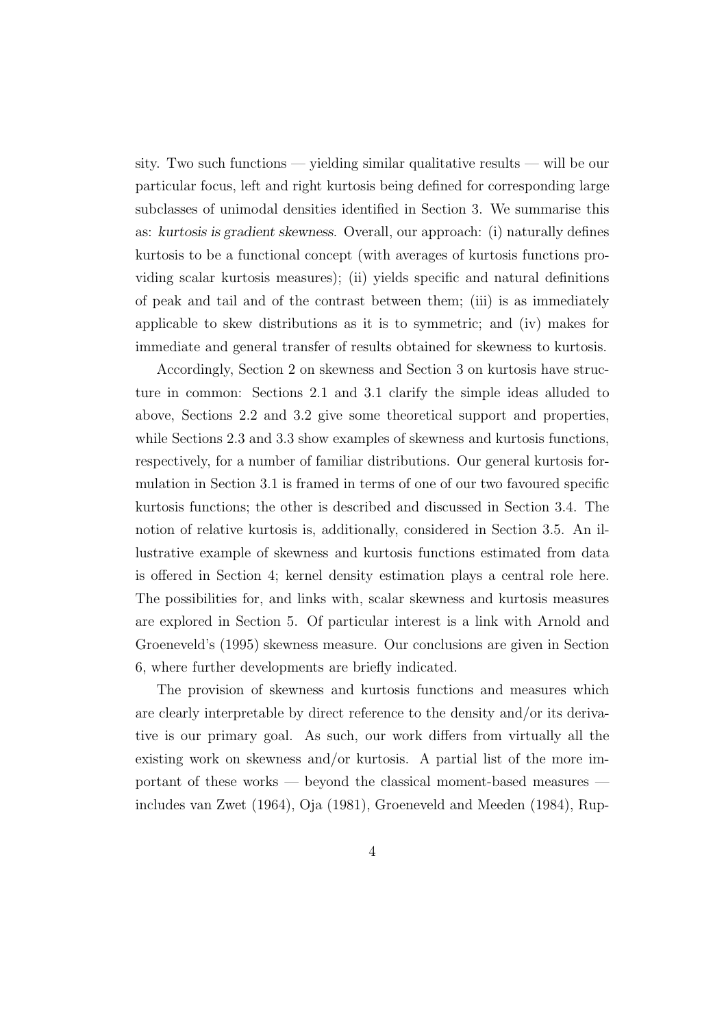sity. Two such functions — yielding similar qualitative results — will be our particular focus, left and right kurtosis being defined for corresponding large subclasses of unimodal densities identified in Section 3. We summarise this as: *kurtosis is gradient skewness*. Overall, our approach: (i) naturally defines kurtosis to be a functional concept (with averages of kurtosis functions providing scalar kurtosis measures); (ii) yields specific and natural definitions of peak and tail and of the contrast between them; (iii) is as immediately applicable to skew distributions as it is to symmetric; and (iv) makes for immediate and general transfer of results obtained for skewness to kurtosis.

Accordingly, Section 2 on skewness and Section 3 on kurtosis have structure in common: Sections 2.1 and 3.1 clarify the simple ideas alluded to above, Sections 2.2 and 3.2 give some theoretical support and properties, while Sections 2.3 and 3.3 show examples of skewness and kurtosis functions, respectively, for a number of familiar distributions. Our general kurtosis formulation in Section 3.1 is framed in terms of one of our two favoured specific kurtosis functions; the other is described and discussed in Section 3.4. The notion of relative kurtosis is, additionally, considered in Section 3.5. An illustrative example of skewness and kurtosis functions estimated from data is offered in Section 4; kernel density estimation plays a central role here. The possibilities for, and links with, scalar skewness and kurtosis measures are explored in Section 5. Of particular interest is a link with Arnold and Groeneveld's (1995) skewness measure. Our conclusions are given in Section 6, where further developments are briefly indicated.

The provision of skewness and kurtosis functions and measures which are clearly interpretable by direct reference to the density and/or its derivative is our primary goal. As such, our work differs from virtually all the existing work on skewness and/or kurtosis. A partial list of the more important of these works — beyond the classical moment-based measures — includes van Zwet (1964), Oja (1981), Groeneveld and Meeden (1984), Rup-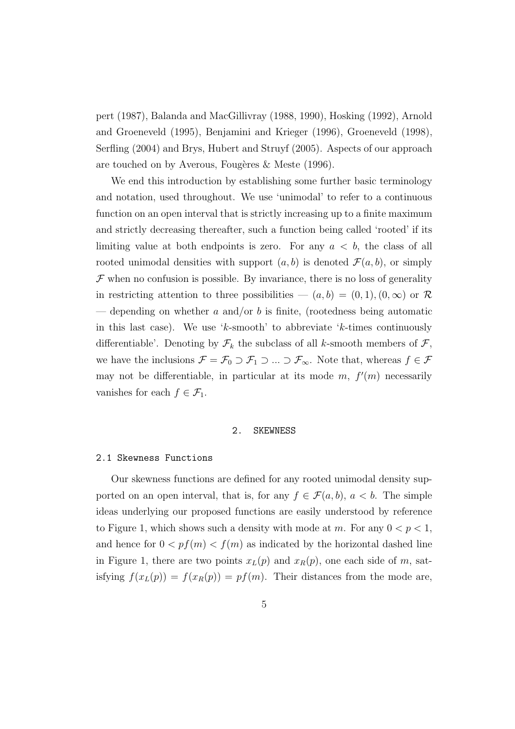pert (1987), Balanda and MacGillivray (1988, 1990), Hosking (1992), Arnold and Groeneveld (1995), Benjamini and Krieger (1996), Groeneveld (1998), Serfling (2004) and Brys, Hubert and Struyf (2005). Aspects of our approach are touched on by Averous, Fougères & Meste (1996).

We end this introduction by establishing some further basic terminology and notation, used throughout. We use 'unimodal' to refer to a continuous function on an open interval that is strictly increasing up to a finite maximum and strictly decreasing thereafter, such a function being called 'rooted' if its limiting value at both endpoints is zero. For any $a < b$, the class of all rooted unimodal densities with support $(a, b)$ is denoted $\mathcal{F}(a, b)$, or simply $\mathcal{F}$ when no confusion is possible. By invariance, there is no loss of generality in restricting attention to three possibilities — $(a, b) = (0, 1), (0, \infty)$ or $\mathcal{R}$ — depending on whether $a$ and/or $b$ is finite, (rootedness being automatic in this last case). We use '$k$-smooth' to abbreviate '$k$-times continuously differentiable'. Denoting by $\mathcal{F}_k$ the subclass of all $k$-smooth members of $\mathcal{F}$, we have the inclusions $\mathcal{F} = \mathcal{F}_0 \supset \mathcal{F}_1 \supset ... \supset \mathcal{F}_\infty$. Note that, whereas $f \in \mathcal{F}$ may not be differentiable, in particular at its mode $m$, $f'(m)$ necessarily vanishes for each $f \in \mathcal{F}_1$.

## 2. SKEWNESS

### 2.1 Skewness Functions

Our skewness functions are defined for any rooted unimodal density supported on an open interval, that is, for any $f \in \mathcal{F}(a, b)$, $a < b$. The simple ideas underlying our proposed functions are easily understood by reference to Figure 1, which shows such a density with mode at $m$. For any $0 < p < 1$, and hence for $0 < pf(m) < f(m)$ as indicated by the horizontal dashed line in Figure 1, there are two points $x_L(p)$ and $x_R(p)$, one each side of $m$, satisfying $f(x_L(p)) = f(x_R(p)) = pf(m)$. Their distances from the mode are,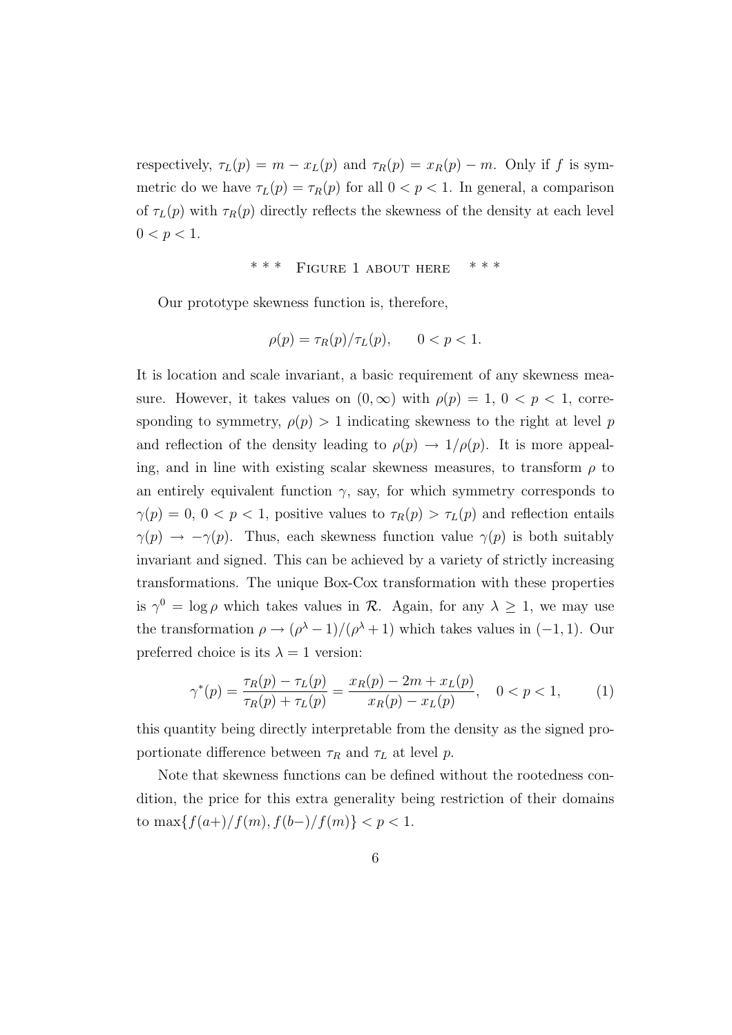respectively, $\tau_L(p) = m - x_L(p)$ and $\tau_R(p) = x_R(p) - m$. Only if $f$ is symmetric do we have $\tau_L(p) = \tau_R(p)$ for all $0 < p < 1$. In general, a comparison of $\tau_L(p)$ with $\tau_R(p)$ directly reflects the skewness of the density at each level $0 < p < 1$.

\*\*\* Figure 1 about here \*\*\*

Our prototype skewness function is, therefore,

$$\rho(p) = \tau_R(p)/\tau_L(p), \qquad 0 < p < 1.$$

It is location and scale invariant, a basic requirement of any skewness measure. However, it takes values on $(0, \infty)$ with $\rho(p) = 1$, $0 < p < 1$, corresponding to symmetry, $\rho(p) > 1$ indicating skewness to the right at level $p$ and reflection of the density leading to $\rho(p) \to 1/\rho(p)$. It is more appealing, and in line with existing scalar skewness measures, to transform $\rho$ to an entirely equivalent function $\gamma$, say, for which symmetry corresponds to $\gamma(p) = 0$, $0 < p < 1$, positive values to $\tau_R(p) > \tau_L(p)$ and reflection entails $\gamma(p) \to -\gamma(p)$. Thus, each skewness function value $\gamma(p)$ is both suitably invariant and signed. This can be achieved by a variety of strictly increasing transformations. The unique Box-Cox transformation with these properties is $\gamma^0 = \log \rho$ which takes values in $\mathcal{R}$. Again, for any $\lambda \geq 1$, we may use the transformation $\rho \to (\rho^\lambda - 1)/(\rho^\lambda + 1)$ which takes values in $(-1, 1)$. Our preferred choice is its $\lambda = 1$ version:

$$\gamma^*(p) = \frac{\tau_R(p) - \tau_L(p)}{\tau_R(p) + \tau_L(p)} = \frac{x_R(p) - 2m + x_L(p)}{x_R(p) - x_L(p)}, \quad 0 < p < 1, \tag{1}$$

this quantity being directly interpretable from the density as the signed proportionate difference between $\tau_R$ and $\tau_L$ at level $p$.

Note that skewness functions can be defined without the rootedness condition, the price for this extra generality being restriction of their domains to $\max\{f(a+)/f(m), f(b-)/f(m)\} < p < 1$.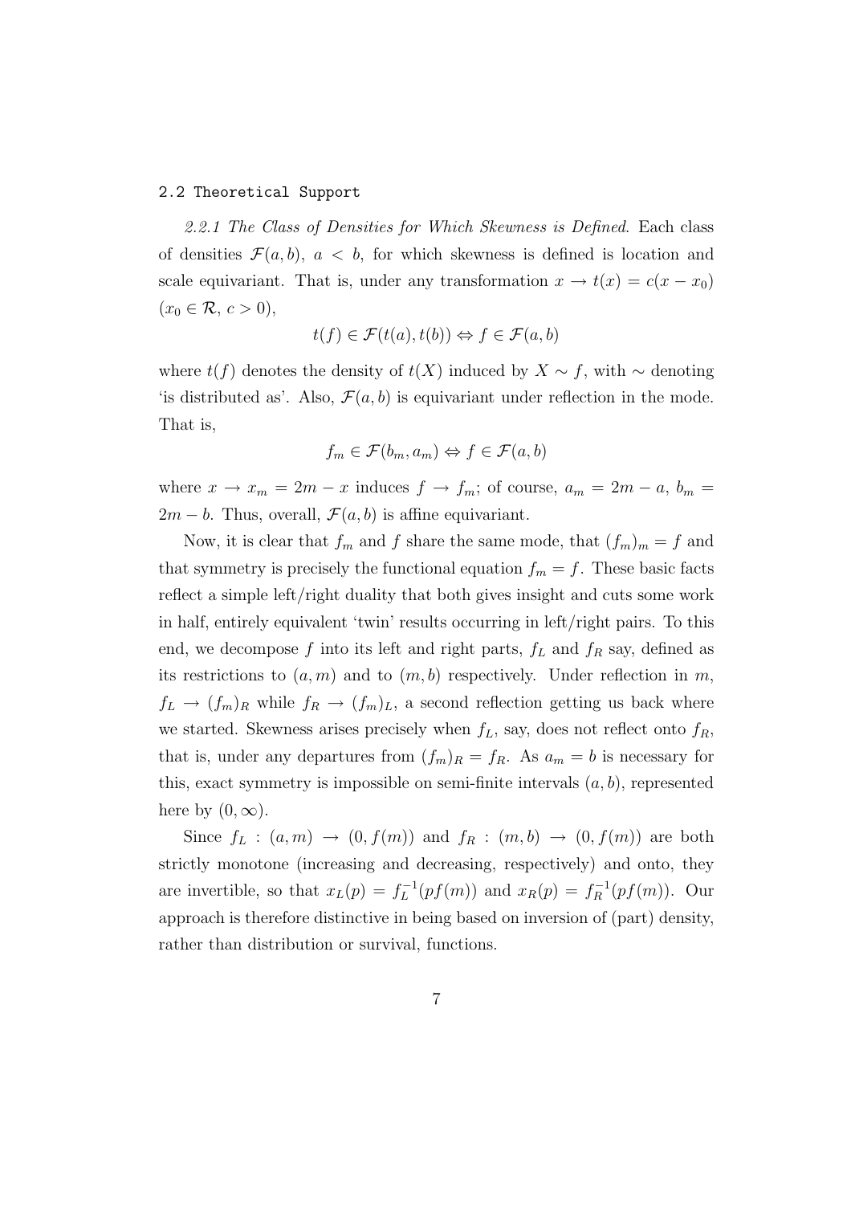### 2.2 Theoretical Support

*2.2.1 The Class of Densities for Which Skewness is Defined.* Each class of densities $\mathcal{F}(a, b)$, $a < b$, for which skewness is defined is location and scale equivariant. That is, under any transformation $x \to t(x) = c(x - x_0)$ ($x_0 \in \mathcal{R}$, $c > 0$),

$$t(f) \in \mathcal{F}(t(a), t(b)) \Leftrightarrow f \in \mathcal{F}(a, b)$$

where $t(f)$ denotes the density of $t(X)$ induced by $X \sim f$, with $\sim$ denoting 'is distributed as'. Also, $\mathcal{F}(a, b)$ is equivariant under reflection in the mode. That is,

$$f_m \in \mathcal{F}(b_m, a_m) \Leftrightarrow f \in \mathcal{F}(a, b)$$

where $x \to x_m = 2m - x$ induces $f \to f_m$; of course, $a_m = 2m - a$, $b_m = 2m - b$. Thus, overall, $\mathcal{F}(a, b)$ is affine equivariant.

Now, it is clear that $f_m$ and $f$ share the same mode, that $(f_m)_m = f$ and that symmetry is precisely the functional equation $f_m = f$. These basic facts reflect a simple left/right duality that both gives insight and cuts some work in half, entirely equivalent 'twin' results occurring in left/right pairs. To this end, we decompose $f$ into its left and right parts, $f_L$ and $f_R$ say, defined as its restrictions to $(a, m)$ and to $(m, b)$ respectively. Under reflection in $m$, $f_L \to (f_m)_R$ while $f_R \to (f_m)_L$, a second reflection getting us back where we started. Skewness arises precisely when $f_L$, say, does not reflect onto $f_R$, that is, under any departures from $(f_m)_R = f_R$. As $a_m = b$ is necessary for this, exact symmetry is impossible on semi-finite intervals $(a, b)$, represented here by $(0, \infty)$.

Since $f_L : (a, m) \to (0, f(m))$ and $f_R : (m, b) \to (0, f(m))$ are both strictly monotone (increasing and decreasing, respectively) and onto, they are invertible, so that $x_L(p) = f_L^{-1}(pf(m))$ and $x_R(p) = f_R^{-1}(pf(m))$. Our approach is therefore distinctive in being based on inversion of (part) density, rather than distribution or survival, functions.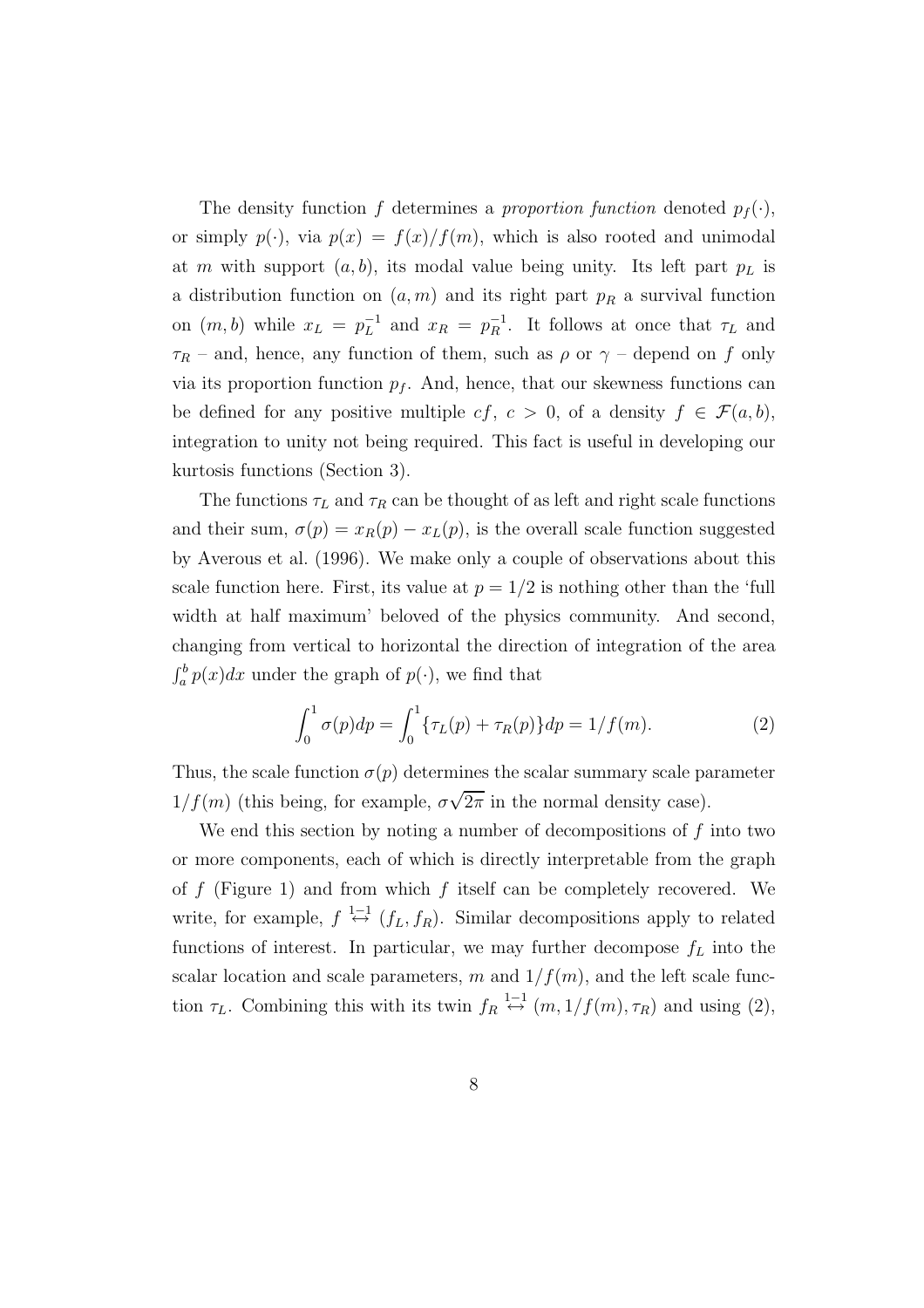The density function $f$ determines a *proportion function* denoted $p_f(\cdot)$, or simply $p(\cdot)$, via $p(x) = f(x)/f(m)$, which is also rooted and unimodal at $m$ with support $(a, b)$, its modal value being unity. Its left part $p_L$ is a distribution function on $(a, m)$ and its right part $p_R$ a survival function on $(m, b)$ while $x_L = p_L^{-1}$ and $x_R = p_R^{-1}$. It follows at once that $\tau_L$ and $\tau_R$ – and, hence, any function of them, such as $\rho$ or $\gamma$ – depend on $f$ only via its proportion function $p_f$. And, hence, that our skewness functions can be defined for any positive multiple $cf$, $c > 0$, of a density $f \in \mathcal{F}(a, b)$, integration to unity not being required. This fact is useful in developing our kurtosis functions (Section 3).

The functions $\tau_L$ and $\tau_R$ can be thought of as left and right scale functions and their sum, $\sigma(p) = x_R(p) - x_L(p)$, is the overall scale function suggested by Averous et al. (1996). We make only a couple of observations about this scale function here. First, its value at $p = 1/2$ is nothing other than the 'full width at half maximum' beloved of the physics community. And second, changing from vertical to horizontal the direction of integration of the area $\int_a^b p(x)dx$ under the graph of $p(\cdot)$, we find that

$$\int_0^1 \sigma(p)dp = \int_0^1 \{\tau_L(p) + \tau_R(p)\}dp = 1/f(m). \tag{2}$$

Thus, the scale function $\sigma(p)$ determines the scalar summary scale parameter $1/f(m)$ (this being, for example, $\sigma\sqrt{2\pi}$ in the normal density case).

We end this section by noting a number of decompositions of $f$ into two or more components, each of which is directly interpretable from the graph of $f$ (Figure 1) and from which $f$ itself can be completely recovered. We write, for example, $f \overset{1-1}{\leftrightarrow} (f_L, f_R)$. Similar decompositions apply to related functions of interest. In particular, we may further decompose $f_L$ into the scalar location and scale parameters, $m$ and $1/f(m)$, and the left scale function $\tau_L$. Combining this with its twin $f_R \overset{1-1}{\leftrightarrow} (m, 1/f(m), \tau_R)$ and using (2),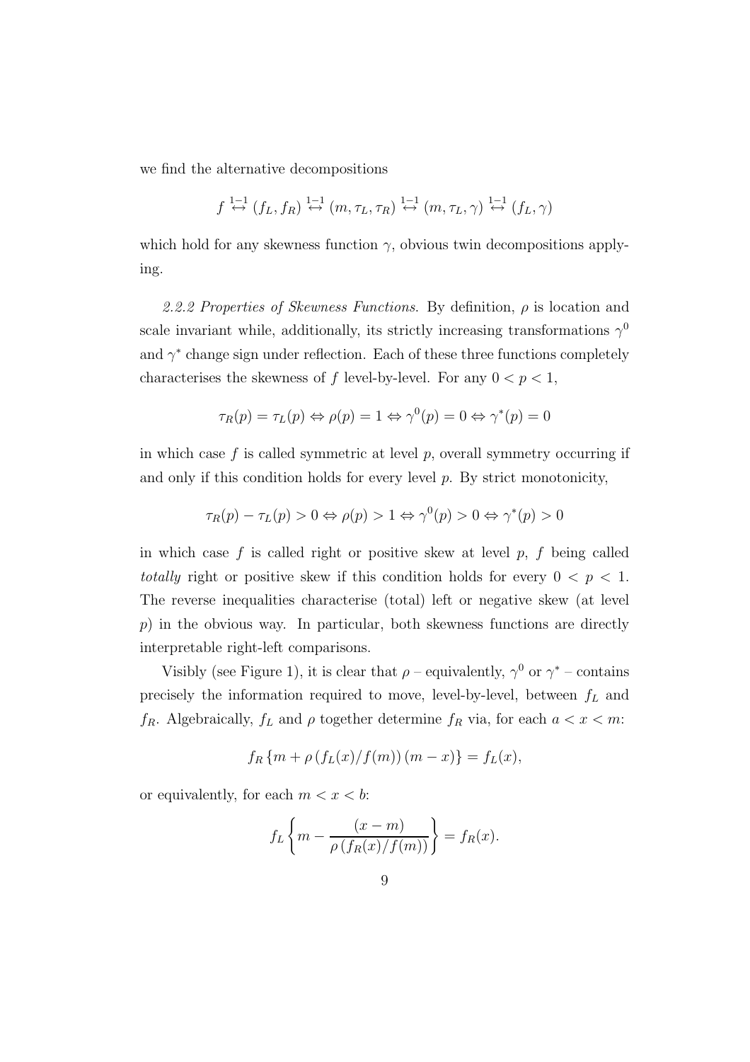we find the alternative decompositions

$$f \overset{1-1}{\leftrightarrow} (f_L, f_R) \overset{1-1}{\leftrightarrow} (m, \tau_L, \tau_R) \overset{1-1}{\leftrightarrow} (m, \tau_L, \gamma) \overset{1-1}{\leftrightarrow} (f_L, \gamma)$$

which hold for any skewness function $\gamma$, obvious twin decompositions applying.

*2.2.2 Properties of Skewness Functions.* By definition, $\rho$ is location and scale invariant while, additionally, its strictly increasing transformations $\gamma^0$ and $\gamma^*$ change sign under reflection. Each of these three functions completely characterises the skewness of $f$ level-by-level. For any $0 < p < 1$,

$$\tau_R(p) = \tau_L(p) \Leftrightarrow \rho(p) = 1 \Leftrightarrow \gamma^0(p) = 0 \Leftrightarrow \gamma^*(p) = 0$$

in which case $f$ is called symmetric at level $p$, overall symmetry occurring if and only if this condition holds for every level $p$. By strict monotonicity,

$$\tau_R(p) - \tau_L(p) > 0 \Leftrightarrow \rho(p) > 1 \Leftrightarrow \gamma^0(p) > 0 \Leftrightarrow \gamma^*(p) > 0$$

in which case $f$ is called right or positive skew at level $p$, $f$ being called *totally* right or positive skew if this condition holds for every $0 < p < 1$. The reverse inequalities characterise (total) left or negative skew (at level $p$) in the obvious way. In particular, both skewness functions are directly interpretable right-left comparisons.

Visibly (see Figure 1), it is clear that $\rho$ – equivalently, $\gamma^0$ or $\gamma^*$ – contains precisely the information required to move, level-by-level, between $f_L$ and $f_R$. Algebraically, $f_L$ and $\rho$ together determine $f_R$ via, for each $a < x < m$:

$$f_R \left\{ m + \rho \left( f_L(x)/f(m) \right) (m - x) \right\} = f_L(x),$$

or equivalently, for each $m < x < b$:

$$f_L \left\{ m - \frac{(x - m)}{\rho \left( f_R(x)/f(m) \right)} \right\} = f_R(x).$$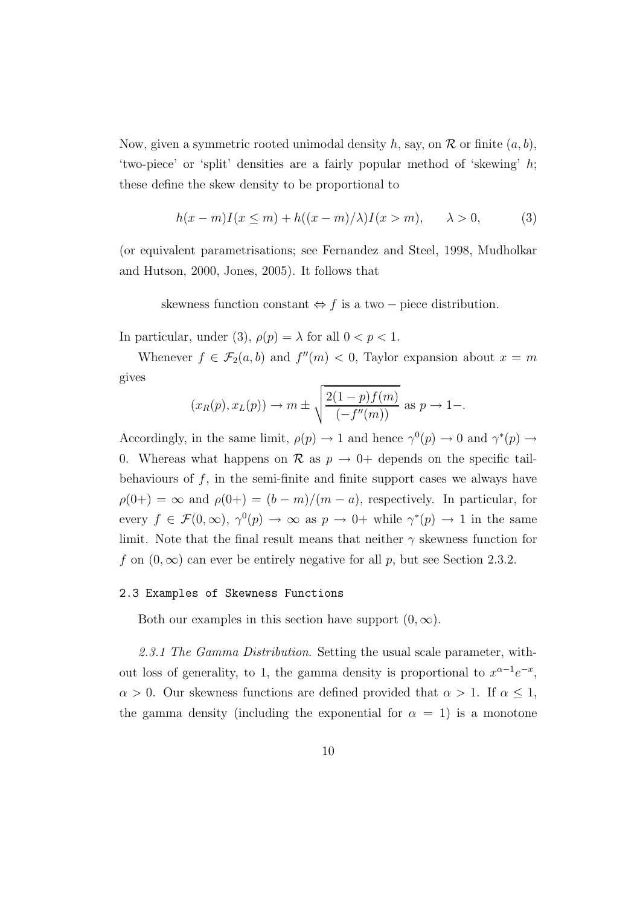Now, given a symmetric rooted unimodal density $h$, say, on $\mathcal{R}$ or finite $(a, b)$, 'two-piece' or 'split' densities are a fairly popular method of 'skewing' $h$; these define the skew density to be proportional to

$$h(x - m)I(x \leq m) + h((x - m)/\lambda)I(x > m), \qquad \lambda > 0, \tag{3}$$

(or equivalent parametrisations; see Fernandez and Steel, 1998, Mudholkar and Hutson, 2000, Jones, 2005). It follows that

$$\text{skewness function constant} \Leftrightarrow f \text{ is a two} - \text{piece distribution.}$$

In particular, under (3), $\rho(p) = \lambda$ for all $0 < p < 1$.

Whenever $f \in \mathcal{F}_2(a, b)$ and $f''(m) < 0$, Taylor expansion about $x = m$ gives

$$(x_R(p), x_L(p)) \to m \pm \sqrt{\frac{2(1-p)f(m)}{(-f''(m))}} \text{ as } p \to 1-.$$

Accordingly, in the same limit, $\rho(p) \to 1$ and hence $\gamma^0(p) \to 0$ and $\gamma^*(p) \to 0$. Whereas what happens on $\mathcal{R}$ as $p \to 0+$ depends on the specific tail-behaviours of $f$, in the semi-finite and finite support cases we always have $\rho(0+) = \infty$ and $\rho(0+) = (b - m)/(m - a)$, respectively. In particular, for every $f \in \mathcal{F}(0, \infty)$, $\gamma^0(p) \to \infty$ as $p \to 0+$ while $\gamma^*(p) \to 1$ in the same limit. Note that the final result means that neither $\gamma$ skewness function for $f$ on $(0, \infty)$ can ever be entirely negative for all $p$, but see Section 2.3.2.

## 2.3 Examples of Skewness Functions

Both our examples in this section have support $(0, \infty)$.

*2.3.1 The Gamma Distribution.* Setting the usual scale parameter, without loss of generality, to 1, the gamma density is proportional to $x^{\alpha-1}e^{-x}$, $\alpha > 0$. Our skewness functions are defined provided that $\alpha > 1$. If $\alpha \leq 1$, the gamma density (including the exponential for $\alpha = 1$) is a monotone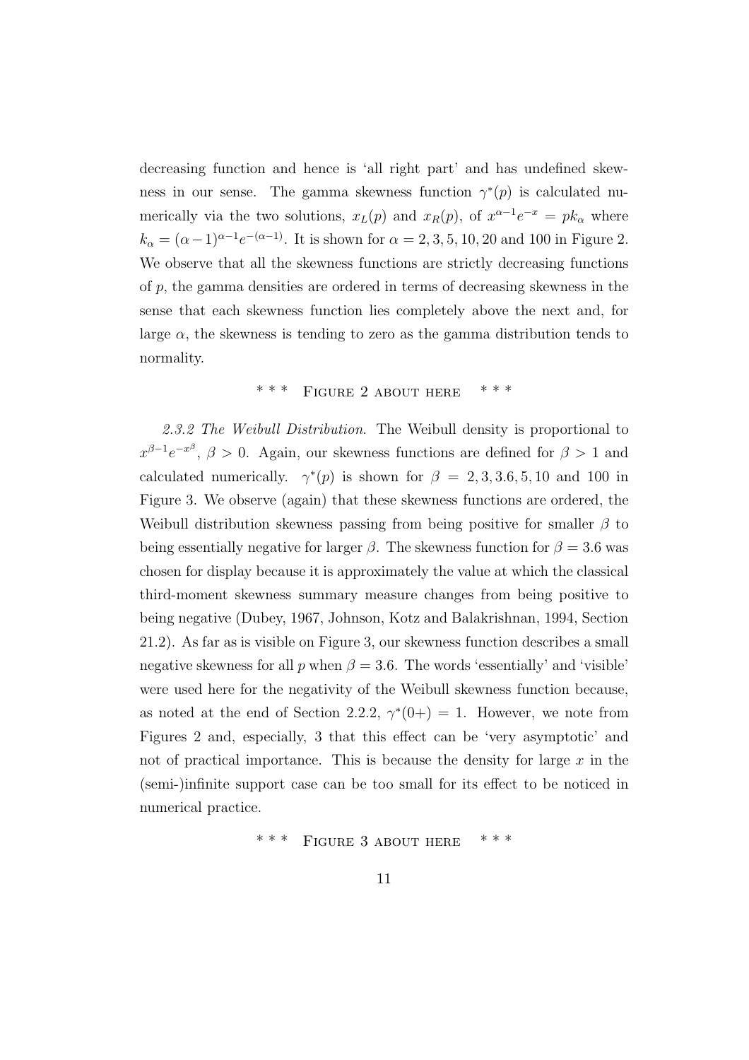decreasing function and hence is 'all right part' and has undefined skewness in our sense. The gamma skewness function $\gamma^*(p)$ is calculated numerically via the two solutions, $x_L(p)$ and $x_R(p)$, of $x^{\alpha-1}e^{-x} = pk_\alpha$ where $k_\alpha = (\alpha-1)^{\alpha-1}e^{-(\alpha-1)}$. It is shown for $\alpha = 2, 3, 5, 10, 20$ and 100 in Figure 2. We observe that all the skewness functions are strictly decreasing functions of $p$, the gamma densities are ordered in terms of decreasing skewness in the sense that each skewness function lies completely above the next and, for large $\alpha$, the skewness is tending to zero as the gamma distribution tends to normality.

\* \* \* FIGURE 2 ABOUT HERE \* \* \*

*2.3.2 The Weibull Distribution.* The Weibull density is proportional to $x^{\beta-1}e^{-x^\beta}$, $\beta > 0$. Again, our skewness functions are defined for $\beta > 1$ and calculated numerically. $\gamma^*(p)$ is shown for $\beta = 2, 3, 3.6, 5, 10$ and 100 in Figure 3. We observe (again) that these skewness functions are ordered, the Weibull distribution skewness passing from being positive for smaller $\beta$ to being essentially negative for larger $\beta$. The skewness function for $\beta = 3.6$ was chosen for display because it is approximately the value at which the classical third-moment skewness summary measure changes from being positive to being negative (Dubey, 1967, Johnson, Kotz and Balakrishnan, 1994, Section 21.2). As far as is visible on Figure 3, our skewness function describes a small negative skewness for all $p$ when $\beta = 3.6$. The words 'essentially' and 'visible' were used here for the negativity of the Weibull skewness function because, as noted at the end of Section 2.2.2, $\gamma^*(0+) = 1$. However, we note from Figures 2 and, especially, 3 that this effect can be 'very asymptotic' and not of practical importance. This is because the density for large $x$ in the (semi-)infinite support case can be too small for its effect to be noticed in numerical practice.

\* \* \* FIGURE 3 ABOUT HERE \* \* \*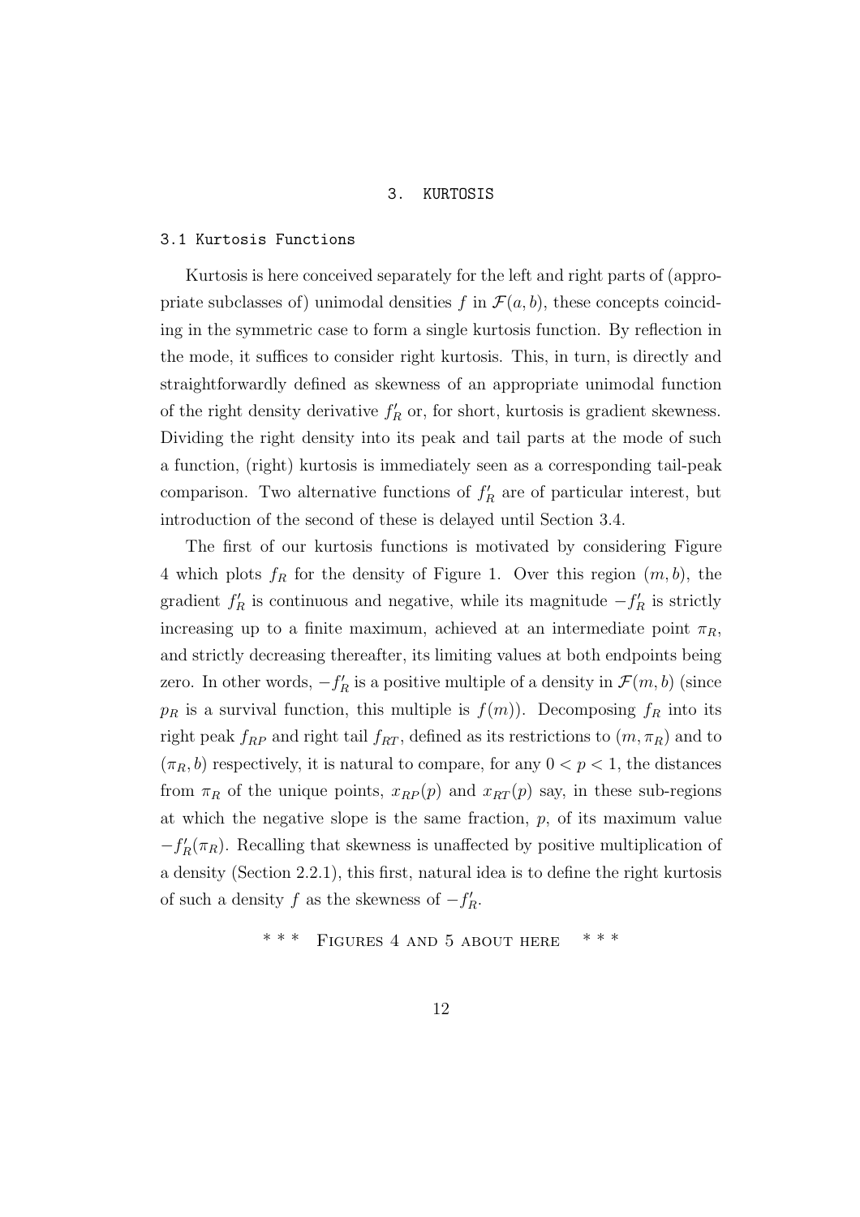# 3. KURTOSIS

## 3.1 Kurtosis Functions

Kurtosis is here conceived separately for the left and right parts of (appropriate subclasses of) unimodal densities $f$ in $\mathcal{F}(a, b)$, these concepts coinciding in the symmetric case to form a single kurtosis function. By reflection in the mode, it suffices to consider right kurtosis. This, in turn, is directly and straightforwardly defined as skewness of an appropriate unimodal function of the right density derivative $f_R'$ or, for short, kurtosis is gradient skewness. Dividing the right density into its peak and tail parts at the mode of such a function, (right) kurtosis is immediately seen as a corresponding tail-peak comparison. Two alternative functions of $f_R'$ are of particular interest, but introduction of the second of these is delayed until Section 3.4.

The first of our kurtosis functions is motivated by considering Figure 4 which plots $f_R$ for the density of Figure 1. Over this region $(m, b)$, the gradient $f_R'$ is continuous and negative, while its magnitude $-f_R'$ is strictly increasing up to a finite maximum, achieved at an intermediate point $\pi_R$, and strictly decreasing thereafter, its limiting values at both endpoints being zero. In other words, $-f_R'$ is a positive multiple of a density in $\mathcal{F}(m, b)$ (since $p_R$ is a survival function, this multiple is $f(m)$). Decomposing $f_R$ into its right peak $f_{RP}$ and right tail $f_{RT}$, defined as its restrictions to $(m, \pi_R)$ and to $(\pi_R, b)$ respectively, it is natural to compare, for any $0 < p < 1$, the distances from $\pi_R$ of the unique points, $x_{RP}(p)$ and $x_{RT}(p)$ say, in these sub-regions at which the negative slope is the same fraction, $p$, of its maximum value $-f_R'(\pi_R)$. Recalling that skewness is unaffected by positive multiplication of a density (Section 2.2.1), this first, natural idea is to define the right kurtosis of such a density $f$ as the skewness of $-f_R'$.

\*\*\* FIGURES 4 AND 5 ABOUT HERE \*\*\*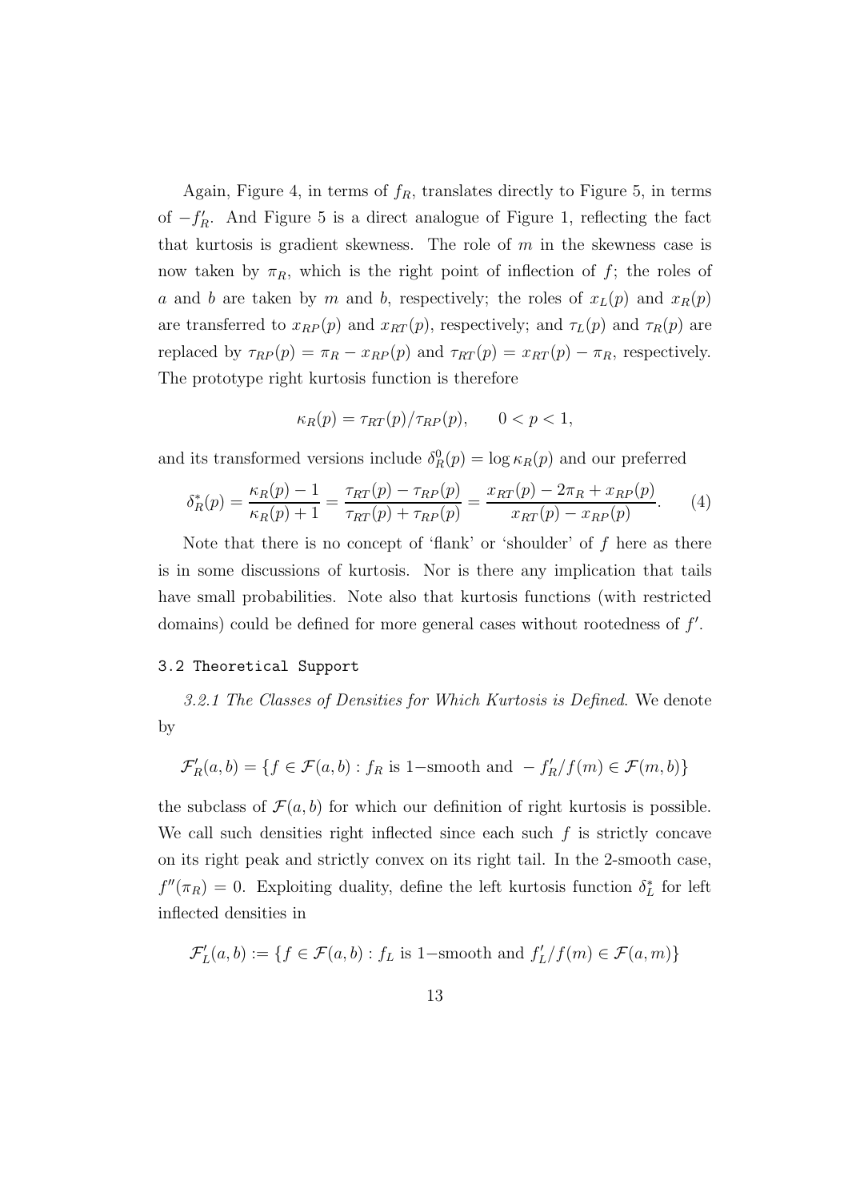Again, Figure 4, in terms of $f_R$, translates directly to Figure 5, in terms of $-f'_R$. And Figure 5 is a direct analogue of Figure 1, reflecting the fact that kurtosis is gradient skewness. The role of $m$ in the skewness case is now taken by $\pi_R$, which is the right point of inflection of $f$; the roles of $a$ and $b$ are taken by $m$ and $b$, respectively; the roles of $x_L(p)$ and $x_R(p)$ are transferred to $x_{RP}(p)$ and $x_{RT}(p)$, respectively; and $\tau_L(p)$ and $\tau_R(p)$ are replaced by $\tau_{RP}(p) = \pi_R - x_{RP}(p)$ and $\tau_{RT}(p) = x_{RT}(p) - \pi_R$, respectively. The prototype right kurtosis function is therefore

$$\kappa_R(p) = \tau_{RT}(p)/\tau_{RP}(p), \qquad 0 < p < 1,$$

and its transformed versions include $\delta_R^0(p) = \log \kappa_R(p)$ and our preferred

$$\delta_R^*(p) = \frac{\kappa_R(p) - 1}{\kappa_R(p) + 1} = \frac{\tau_{RT}(p) - \tau_{RP}(p)}{\tau_{RT}(p) + \tau_{RP}(p)} = \frac{x_{RT}(p) - 2\pi_R + x_{RP}(p)}{x_{RT}(p) - x_{RP}(p)}. \tag{4}$$

Note that there is no concept of 'flank' or 'shoulder' of $f$ here as there is in some discussions of kurtosis. Nor is there any implication that tails have small probabilities. Note also that kurtosis functions (with restricted domains) could be defined for more general cases without rootedness of $f'$.

### 3.2 Theoretical Support

*3.2.1 The Classes of Densities for Which Kurtosis is Defined.* We denote by

$$\mathcal{F}'_R(a,b) = \{f \in \mathcal{F}(a,b) : f_R \text{ is } 1\text{−smooth and } -f'_R/f(m) \in \mathcal{F}(m,b)\}$$

the subclass of $\mathcal{F}(a,b)$ for which our definition of right kurtosis is possible. We call such densities right inflected since each such $f$ is strictly concave on its right peak and strictly convex on its right tail. In the 2-smooth case, $f''(\pi_R) = 0$. Exploiting duality, define the left kurtosis function $\delta_L^*$ for left inflected densities in

$$\mathcal{F}'_L(a,b) := \{f \in \mathcal{F}(a,b) : f_L \text{ is } 1\text{−smooth and } f'_L/f(m) \in \mathcal{F}(a,m)\}$$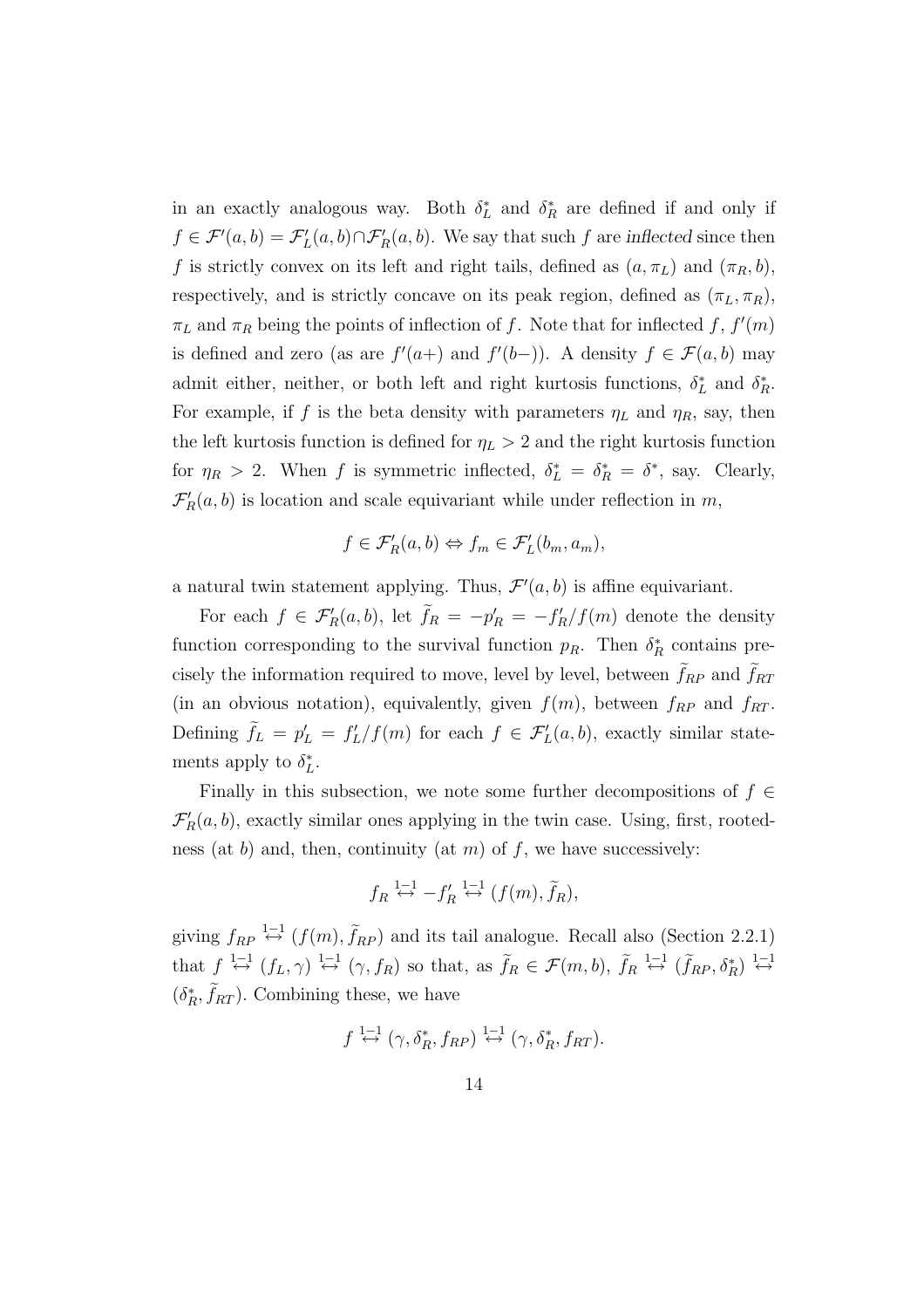in an exactly analogous way. Both $\delta_L^*$ and $\delta_R^*$ are defined if and only if $f \in \mathcal{F}'(a,b) = \mathcal{F}'_L(a,b) \cap \mathcal{F}'_R(a,b)$. We say that such $f$ are *inflected* since then $f$ is strictly convex on its left and right tails, defined as $(a, \pi_L)$ and $(\pi_R, b)$, respectively, and is strictly concave on its peak region, defined as $(\pi_L, \pi_R)$, $\pi_L$ and $\pi_R$ being the points of inflection of $f$. Note that for inflected $f$, $f'(m)$ is defined and zero (as are $f'(a+)$ and $f'(b-)$). A density $f \in \mathcal{F}(a,b)$ may admit either, neither, or both left and right kurtosis functions, $\delta_L^*$ and $\delta_R^*$. For example, if $f$ is the beta density with parameters $\eta_L$ and $\eta_R$, say, then the left kurtosis function is defined for $\eta_L > 2$ and the right kurtosis function for $\eta_R > 2$. When $f$ is symmetric inflected, $\delta_L^* = \delta_R^* = \delta^*$, say. Clearly, $\mathcal{F}'_R(a,b)$ is location and scale equivariant while under reflection in $m$,

$$f \in \mathcal{F}'_R(a,b) \Leftrightarrow f_m \in \mathcal{F}'_L(b_m, a_m),$$

a natural twin statement applying. Thus, $\mathcal{F}'(a,b)$ is affine equivariant.

For each $f \in \mathcal{F}'_R(a,b)$, let $\widetilde{f}_R = -p'_R = -f'_R/f(m)$ denote the density function corresponding to the survival function $p_R$. Then $\delta_R^*$ contains precisely the information required to move, level by level, between $\widetilde{f}_{RP}$ and $\widetilde{f}_{RT}$ (in an obvious notation), equivalently, given $f(m)$, between $f_{RP}$ and $f_{RT}$. Defining $\widetilde{f}_L = p'_L = f'_L/f(m)$ for each $f \in \mathcal{F}'_L(a,b)$, exactly similar statements apply to $\delta_L^*$.

Finally in this subsection, we note some further decompositions of $f \in \mathcal{F}'_R(a,b)$, exactly similar ones applying in the twin case. Using, first, rootedness (at $b$) and, then, continuity (at $m$) of $f$, we have successively:

$$f_R \overset{1-1}{\leftrightarrow} -f'_R \overset{1-1}{\leftrightarrow} (f(m), \widetilde{f}_R),$$

giving $f_{RP} \overset{1-1}{\leftrightarrow} (f(m), \widetilde{f}_{RP})$ and its tail analogue. Recall also (Section 2.2.1) that $f \overset{1-1}{\leftrightarrow} (f_L, \gamma) \overset{1-1}{\leftrightarrow} (\gamma, f_R)$ so that, as $\widetilde{f}_R \in \mathcal{F}(m,b)$, $\widetilde{f}_R \overset{1-1}{\leftrightarrow} (\widetilde{f}_{RP}, \delta_R^*) \overset{1-1}{\leftrightarrow} (\delta_R^*, \widetilde{f}_{RT})$. Combining these, we have

$$f \overset{1-1}{\leftrightarrow} (\gamma, \delta_R^*, f_{RP}) \overset{1-1}{\leftrightarrow} (\gamma, \delta_R^*, f_{RT}).$$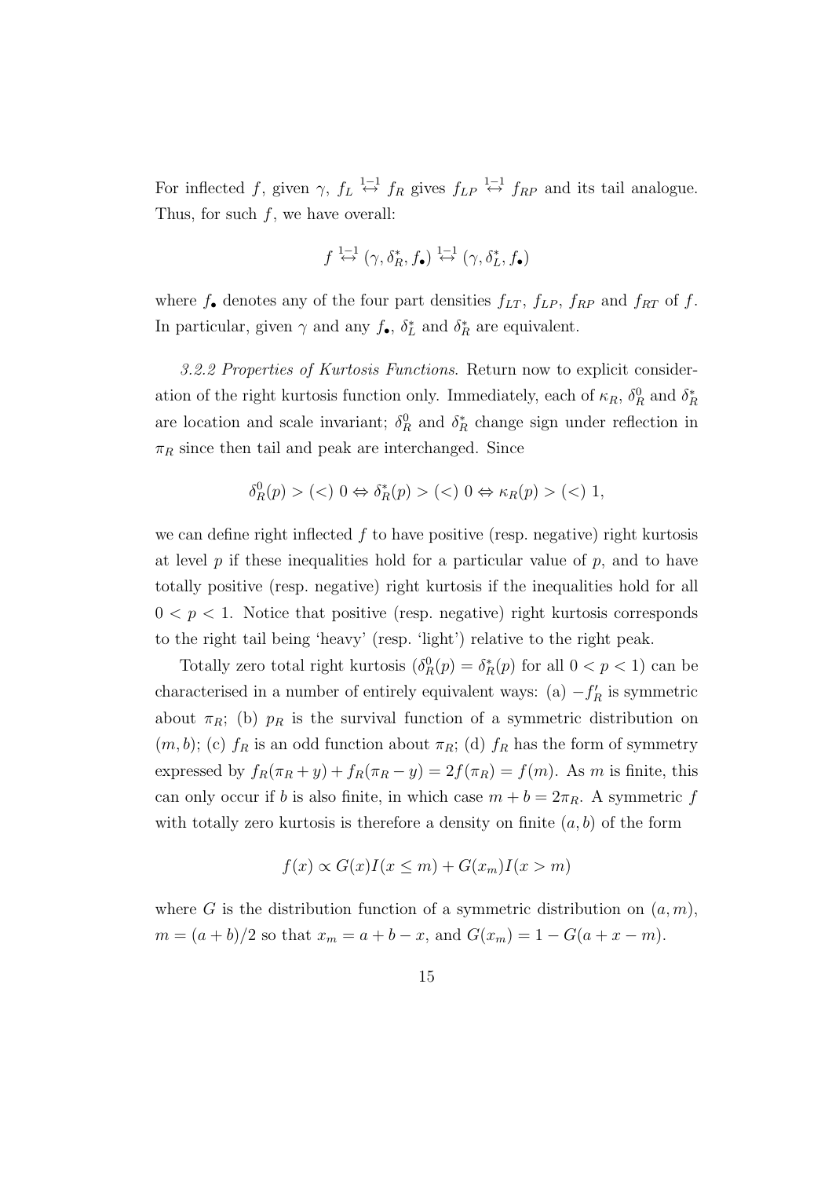For inflected $f$, given $\gamma$, $f_L \stackrel{1-1}{\leftrightarrow} f_R$ gives $f_{LP} \stackrel{1-1}{\leftrightarrow} f_{RP}$ and its tail analogue. Thus, for such $f$, we have overall:

$$f \stackrel{1-1}{\leftrightarrow} (\gamma, \delta_R^*, f_\bullet) \stackrel{1-1}{\leftrightarrow} (\gamma, \delta_L^*, f_\bullet)$$

where $f_\bullet$ denotes any of the four part densities $f_{LT}$, $f_{LP}$, $f_{RP}$ and $f_{RT}$ of $f$. In particular, given $\gamma$ and any $f_\bullet$, $\delta_L^*$ and $\delta_R^*$ are equivalent.

*3.2.2 Properties of Kurtosis Functions.* Return now to explicit consideration of the right kurtosis function only. Immediately, each of $\kappa_R$, $\delta_R^0$ and $\delta_R^*$ are location and scale invariant; $\delta_R^0$ and $\delta_R^*$ change sign under reflection in $\pi_R$ since then tail and peak are interchanged. Since

$$\delta_R^0(p) > (<)\ 0 \Leftrightarrow \delta_R^*(p) > (<)\ 0 \Leftrightarrow \kappa_R(p) > (<)\ 1,$$

we can define right inflected $f$ to have positive (resp. negative) right kurtosis at level $p$ if these inequalities hold for a particular value of $p$, and to have totally positive (resp. negative) right kurtosis if the inequalities hold for all $0 < p < 1$. Notice that positive (resp. negative) right kurtosis corresponds to the right tail being 'heavy' (resp. 'light') relative to the right peak.

Totally zero total right kurtosis ($\delta_R^0(p) = \delta_R^*(p)$ for all $0 < p < 1$) can be characterised in a number of entirely equivalent ways: (a) $-f_R'$ is symmetric about $\pi_R$; (b) $p_R$ is the survival function of a symmetric distribution on $(m, b)$; (c) $f_R$ is an odd function about $\pi_R$; (d) $f_R$ has the form of symmetry expressed by $f_R(\pi_R + y) + f_R(\pi_R - y) = 2f(\pi_R) = f(m)$. As $m$ is finite, this can only occur if $b$ is also finite, in which case $m + b = 2\pi_R$. A symmetric $f$ with totally zero kurtosis is therefore a density on finite $(a, b)$ of the form

$$f(x) \propto G(x)I(x \leq m) + G(x_m)I(x > m)$$

where $G$ is the distribution function of a symmetric distribution on $(a, m)$, $m = (a + b)/2$ so that $x_m = a + b - x$, and $G(x_m) = 1 - G(a + x - m)$.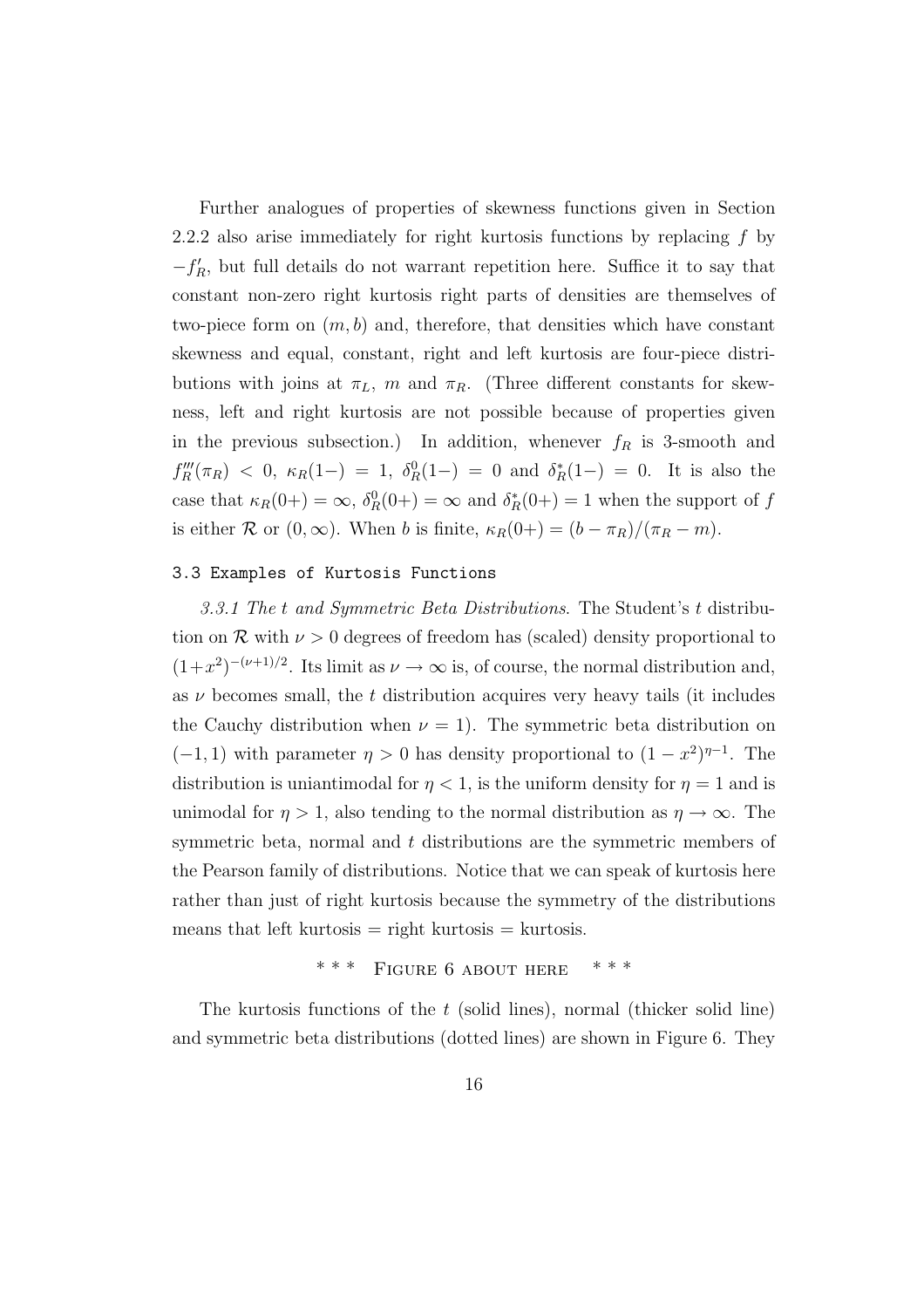Further analogues of properties of skewness functions given in Section 2.2.2 also arise immediately for right kurtosis functions by replacing $f$ by $-f_R'$, but full details do not warrant repetition here. Suffice it to say that constant non-zero right kurtosis right parts of densities are themselves of two-piece form on $(m, b)$ and, therefore, that densities which have constant skewness and equal, constant, right and left kurtosis are four-piece distributions with joins at $\pi_L$, $m$ and $\pi_R$. (Three different constants for skewness, left and right kurtosis are not possible because of properties given in the previous subsection.) In addition, whenever $f_R$ is 3-smooth and $f_R'''(\pi_R) < 0$, $\kappa_R(1-) = 1$, $\delta_R^0(1-) = 0$ and $\delta_R^*(1-) = 0$. It is also the case that $\kappa_R(0+) = \infty$, $\delta_R^0(0+) = \infty$ and $\delta_R^*(0+) = 1$ when the support of $f$ is either $\mathcal{R}$ or $(0, \infty)$. When $b$ is finite, $\kappa_R(0+) = (b - \pi_R)/(\pi_R - m)$.

### 3.3 Examples of Kurtosis Functions

*3.3.1 The t and Symmetric Beta Distributions*. The Student's $t$ distribution on $\mathcal{R}$ with $\nu > 0$ degrees of freedom has (scaled) density proportional to $(1+x^2)^{-(\nu+1)/2}$. Its limit as $\nu \to \infty$ is, of course, the normal distribution and, as $\nu$ becomes small, the $t$ distribution acquires very heavy tails (it includes the Cauchy distribution when $\nu = 1$). The symmetric beta distribution on $(-1, 1)$ with parameter $\eta > 0$ has density proportional to $(1 - x^2)^{\eta-1}$. The distribution is uniantimodal for $\eta < 1$, is the uniform density for $\eta = 1$ and is unimodal for $\eta > 1$, also tending to the normal distribution as $\eta \to \infty$. The symmetric beta, normal and $t$ distributions are the symmetric members of the Pearson family of distributions. Notice that we can speak of kurtosis here rather than just of right kurtosis because the symmetry of the distributions means that left kurtosis = right kurtosis = kurtosis.

\* \* \* Figure 6 about here \* \* \*

The kurtosis functions of the $t$ (solid lines), normal (thicker solid line) and symmetric beta distributions (dotted lines) are shown in Figure 6. They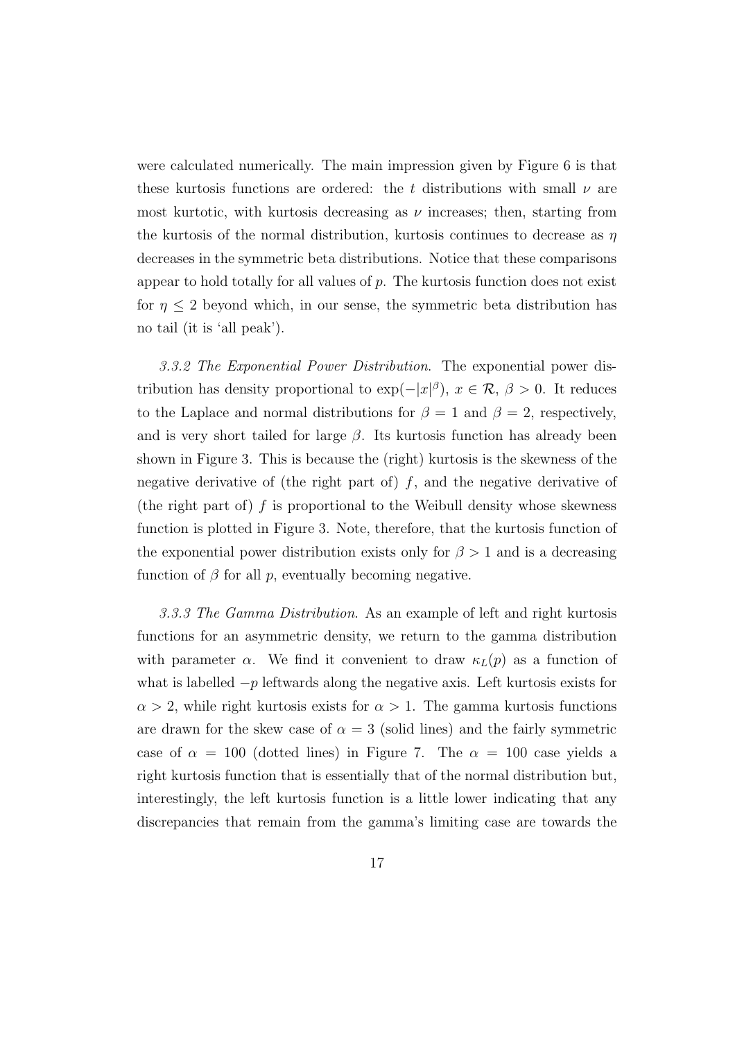were calculated numerically. The main impression given by Figure 6 is that these kurtosis functions are ordered: the $t$ distributions with small $\nu$ are most kurtotic, with kurtosis decreasing as $\nu$ increases; then, starting from the kurtosis of the normal distribution, kurtosis continues to decrease as $\eta$ decreases in the symmetric beta distributions. Notice that these comparisons appear to hold totally for all values of $p$. The kurtosis function does not exist for $\eta \leq 2$ beyond which, in our sense, the symmetric beta distribution has no tail (it is 'all peak').

*3.3.2 The Exponential Power Distribution*. The exponential power distribution has density proportional to $\exp(-|x|^\beta)$, $x \in \mathcal{R}$, $\beta > 0$. It reduces to the Laplace and normal distributions for $\beta = 1$ and $\beta = 2$, respectively, and is very short tailed for large $\beta$. Its kurtosis function has already been shown in Figure 3. This is because the (right) kurtosis is the skewness of the negative derivative of (the right part of) $f$, and the negative derivative of (the right part of) $f$ is proportional to the Weibull density whose skewness function is plotted in Figure 3. Note, therefore, that the kurtosis function of the exponential power distribution exists only for $\beta > 1$ and is a decreasing function of $\beta$ for all $p$, eventually becoming negative.

*3.3.3 The Gamma Distribution*. As an example of left and right kurtosis functions for an asymmetric density, we return to the gamma distribution with parameter $\alpha$. We find it convenient to draw $\kappa_L(p)$ as a function of what is labelled $-p$ leftwards along the negative axis. Left kurtosis exists for $\alpha > 2$, while right kurtosis exists for $\alpha > 1$. The gamma kurtosis functions are drawn for the skew case of $\alpha = 3$ (solid lines) and the fairly symmetric case of $\alpha = 100$ (dotted lines) in Figure 7. The $\alpha = 100$ case yields a right kurtosis function that is essentially that of the normal distribution but, interestingly, the left kurtosis function is a little lower indicating that any discrepancies that remain from the gamma's limiting case are towards the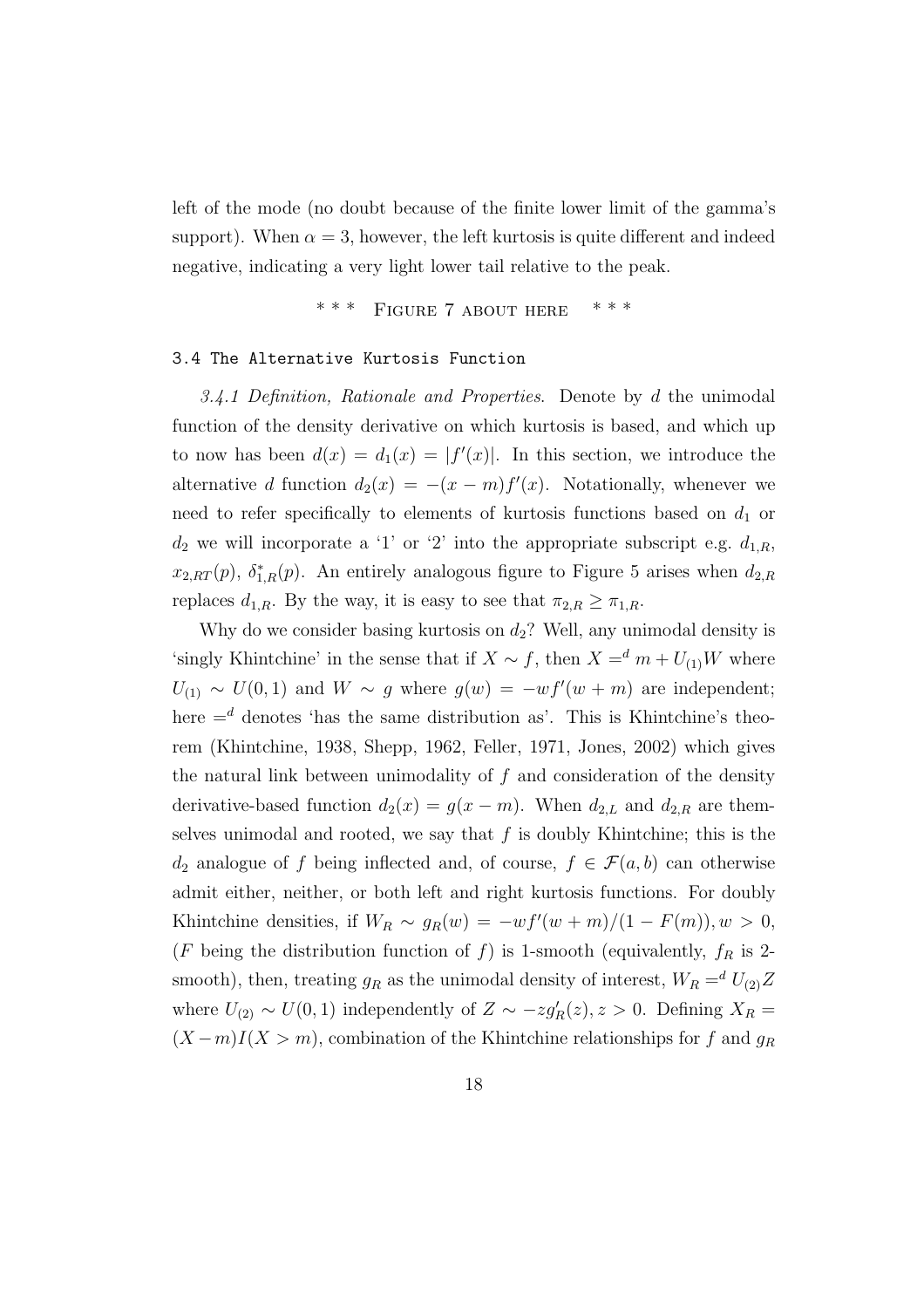left of the mode (no doubt because of the finite lower limit of the gamma's support). When $\alpha = 3$, however, the left kurtosis is quite different and indeed negative, indicating a very light lower tail relative to the peak.

\* \* \* Figure 7 about here \* \* \*

### 3.4 The Alternative Kurtosis Function

*3.4.1 Definition, Rationale and Properties.* Denote by $d$ the unimodal function of the density derivative on which kurtosis is based, and which up to now has been $d(x) = d_1(x) = |f'(x)|$. In this section, we introduce the alternative $d$ function $d_2(x) = -(x-m)f'(x)$. Notationally, whenever we need to refer specifically to elements of kurtosis functions based on $d_1$ or $d_2$ we will incorporate a '1' or '2' into the appropriate subscript e.g. $d_{1,R}$, $x_{2,RT}(p)$, $\delta^*_{1,R}(p)$. An entirely analogous figure to Figure 5 arises when $d_{2,R}$ replaces $d_{1,R}$. By the way, it is easy to see that $\pi_{2,R} \geq \pi_{1,R}$.

Why do we consider basing kurtosis on $d_2$? Well, any unimodal density is 'singly Khintchine' in the sense that if $X \sim f$, then $X =^d m + U_{(1)}W$ where $U_{(1)} \sim U(0,1)$ and $W \sim g$ where $g(w) = -wf'(w+m)$ are independent; here $=^d$ denotes 'has the same distribution as'. This is Khintchine's theorem (Khintchine, 1938, Shepp, 1962, Feller, 1971, Jones, 2002) which gives the natural link between unimodality of $f$ and consideration of the density derivative-based function $d_2(x) = g(x-m)$. When $d_{2,L}$ and $d_{2,R}$ are themselves unimodal and rooted, we say that $f$ is doubly Khintchine; this is the $d_2$ analogue of $f$ being inflected and, of course, $f \in \mathcal{F}(a,b)$ can otherwise admit either, neither, or both left and right kurtosis functions. For doubly Khintchine densities, if $W_R \sim g_R(w) = -wf'(w+m)/(1-F(m)), w > 0$, ($F$ being the distribution function of $f$) is 1-smooth (equivalently, $f_R$ is 2-smooth), then, treating $g_R$ as the unimodal density of interest, $W_R =^d U_{(2)}Z$ where $U_{(2)} \sim U(0,1)$ independently of $Z \sim -zg'_R(z), z > 0$. Defining $X_R = (X-m)I(X > m)$, combination of the Khintchine relationships for $f$ and $g_R$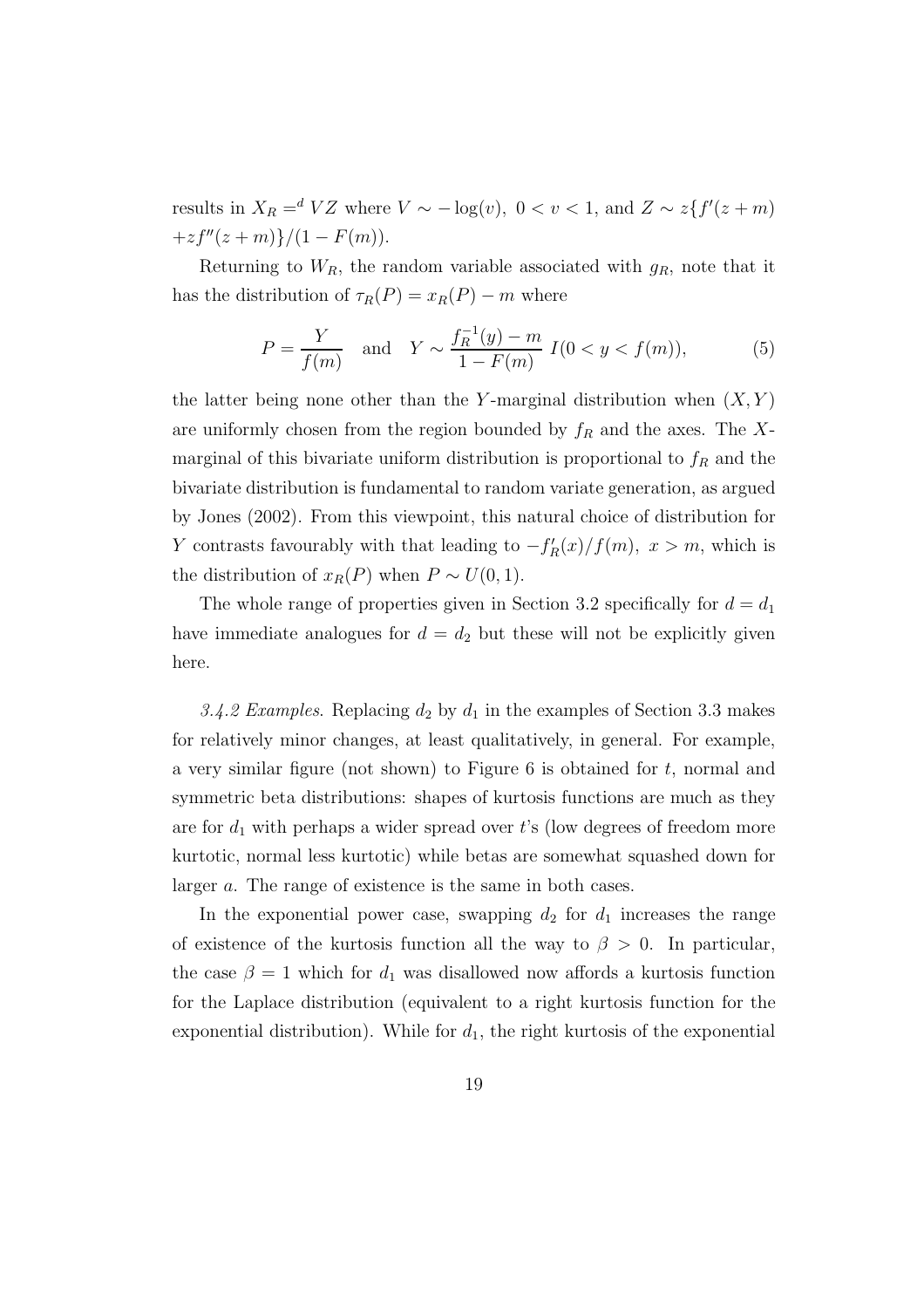results in $X_R =^d VZ$ where $V \sim -\log(v),\ 0 < v < 1$, and $Z \sim z\{f'(z+m) + zf''(z+m)\}/(1-F(m))$.

Returning to $W_R$, the random variable associated with $g_R$, note that it has the distribution of $\tau_R(P) = x_R(P) - m$ where

$$P = \frac{Y}{f(m)} \quad \text{and} \quad Y \sim \frac{f_R^{-1}(y) - m}{1 - F(m)}\ I(0 < y < f(m)), \tag{5}$$

the latter being none other than the $Y$-marginal distribution when $(X, Y)$ are uniformly chosen from the region bounded by $f_R$ and the axes. The $X$-marginal of this bivariate uniform distribution is proportional to $f_R$ and the bivariate distribution is fundamental to random variate generation, as argued by Jones (2002). From this viewpoint, this natural choice of distribution for $Y$ contrasts favourably with that leading to $-f'_R(x)/f(m),\ x > m$, which is the distribution of $x_R(P)$ when $P \sim U(0,1)$.

The whole range of properties given in Section 3.2 specifically for $d = d_1$ have immediate analogues for $d = d_2$ but these will not be explicitly given here.

*3.4.2 Examples*. Replacing $d_2$ by $d_1$ in the examples of Section 3.3 makes for relatively minor changes, at least qualitatively, in general. For example, a very similar figure (not shown) to Figure 6 is obtained for $t$, normal and symmetric beta distributions: shapes of kurtosis functions are much as they are for $d_1$ with perhaps a wider spread over $t$'s (low degrees of freedom more kurtotic, normal less kurtotic) while betas are somewhat squashed down for larger $a$. The range of existence is the same in both cases.

In the exponential power case, swapping $d_2$ for $d_1$ increases the range of existence of the kurtosis function all the way to $\beta > 0$. In particular, the case $\beta = 1$ which for $d_1$ was disallowed now affords a kurtosis function for the Laplace distribution (equivalent to a right kurtosis function for the exponential distribution). While for $d_1$, the right kurtosis of the exponential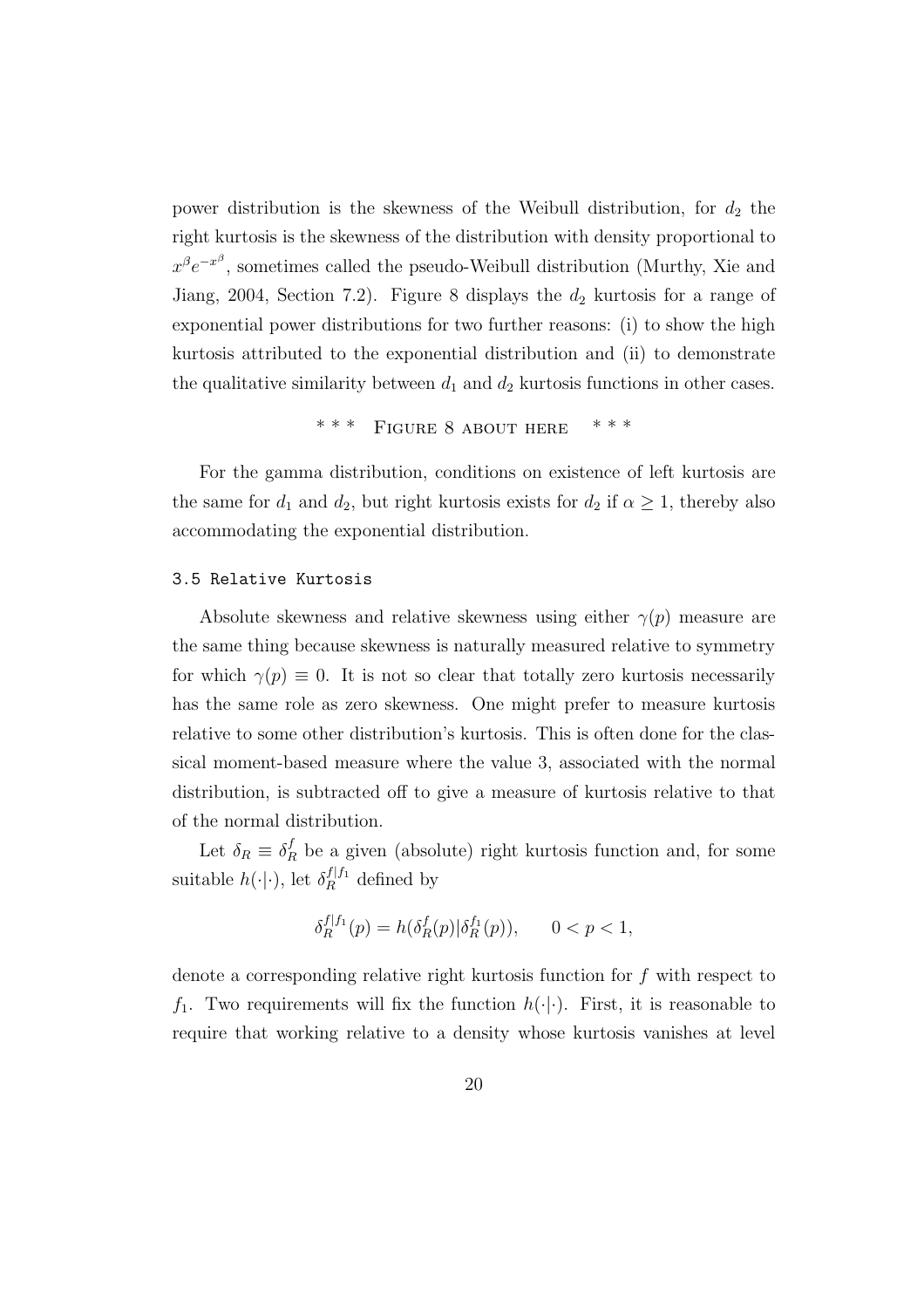power distribution is the skewness of the Weibull distribution, for $d_2$ the right kurtosis is the skewness of the distribution with density proportional to $x^\beta e^{-x^\beta}$, sometimes called the pseudo-Weibull distribution (Murthy, Xie and Jiang, 2004, Section 7.2). Figure 8 displays the $d_2$ kurtosis for a range of exponential power distributions for two further reasons: (i) to show the high kurtosis attributed to the exponential distribution and (ii) to demonstrate the qualitative similarity between $d_1$ and $d_2$ kurtosis functions in other cases.

\* \* \* FIGURE 8 ABOUT HERE \* \* \*

For the gamma distribution, conditions on existence of left kurtosis are the same for $d_1$ and $d_2$, but right kurtosis exists for $d_2$ if $\alpha \geq 1$, thereby also accommodating the exponential distribution.

### 3.5 Relative Kurtosis

Absolute skewness and relative skewness using either $\gamma(p)$ measure are the same thing because skewness is naturally measured relative to symmetry for which $\gamma(p) \equiv 0$. It is not so clear that totally zero kurtosis necessarily has the same role as zero skewness. One might prefer to measure kurtosis relative to some other distribution's kurtosis. This is often done for the classical moment-based measure where the value 3, associated with the normal distribution, is subtracted off to give a measure of kurtosis relative to that of the normal distribution.

Let $\delta_R \equiv \delta_R^f$ be a given (absolute) right kurtosis function and, for some suitable $h(\cdot|\cdot)$, let $\delta_R^{f|f_1}$ defined by

$$\delta_R^{f|f_1}(p) = h(\delta_R^f(p)|\delta_R^{f_1}(p)), \qquad 0 < p < 1,$$

denote a corresponding relative right kurtosis function for $f$ with respect to $f_1$. Two requirements will fix the function $h(\cdot|\cdot)$. First, it is reasonable to require that working relative to a density whose kurtosis vanishes at level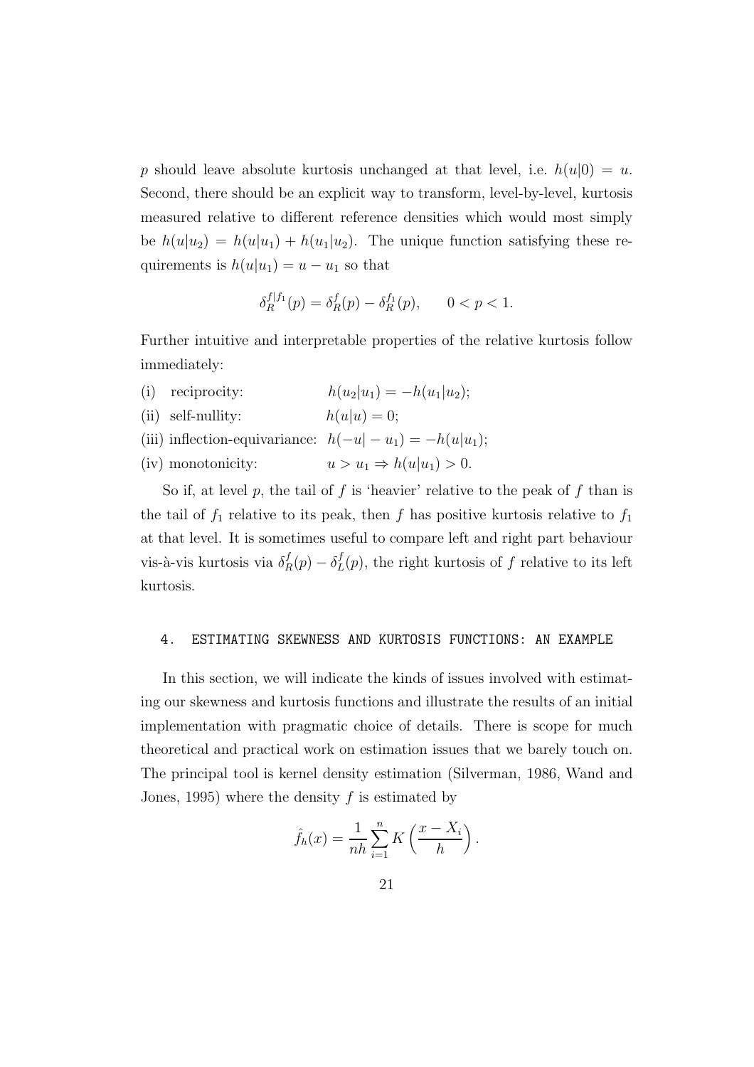$p$ should leave absolute kurtosis unchanged at that level, i.e. $h(u|0) = u$. Second, there should be an explicit way to transform, level-by-level, kurtosis measured relative to different reference densities which would most simply be $h(u|u_2) = h(u|u_1) + h(u_1|u_2)$. The unique function satisfying these requirements is $h(u|u_1) = u - u_1$ so that

$$\delta_R^{f|f_1}(p) = \delta_R^f(p) - \delta_R^{f_1}(p), \qquad 0 < p < 1.$$

Further intuitive and interpretable properties of the relative kurtosis follow immediately:

(i) reciprocity: $h(u_2|u_1) = -h(u_1|u_2)$;

(ii) self-nullity: $h(u|u) = 0$;

(iii) inflection-equivariance: $h(-u|-u_1) = -h(u|u_1)$;

(iv) monotonicity: $u > u_1 \Rightarrow h(u|u_1) > 0$.

So if, at level $p$, the tail of $f$ is 'heavier' relative to the peak of $f$ than is the tail of $f_1$ relative to its peak, then $f$ has positive kurtosis relative to $f_1$ at that level. It is sometimes useful to compare left and right part behaviour vis-à-vis kurtosis via $\delta_R^f(p) - \delta_L^f(p)$, the right kurtosis of $f$ relative to its left kurtosis.

## 4. ESTIMATING SKEWNESS AND KURTOSIS FUNCTIONS: AN EXAMPLE

In this section, we will indicate the kinds of issues involved with estimating our skewness and kurtosis functions and illustrate the results of an initial implementation with pragmatic choice of details. There is scope for much theoretical and practical work on estimation issues that we barely touch on. The principal tool is kernel density estimation (Silverman, 1986, Wand and Jones, 1995) where the density $f$ is estimated by

$$\hat{f}_h(x) = \frac{1}{nh} \sum_{i=1}^{n} K\left(\frac{x - X_i}{h}\right).$$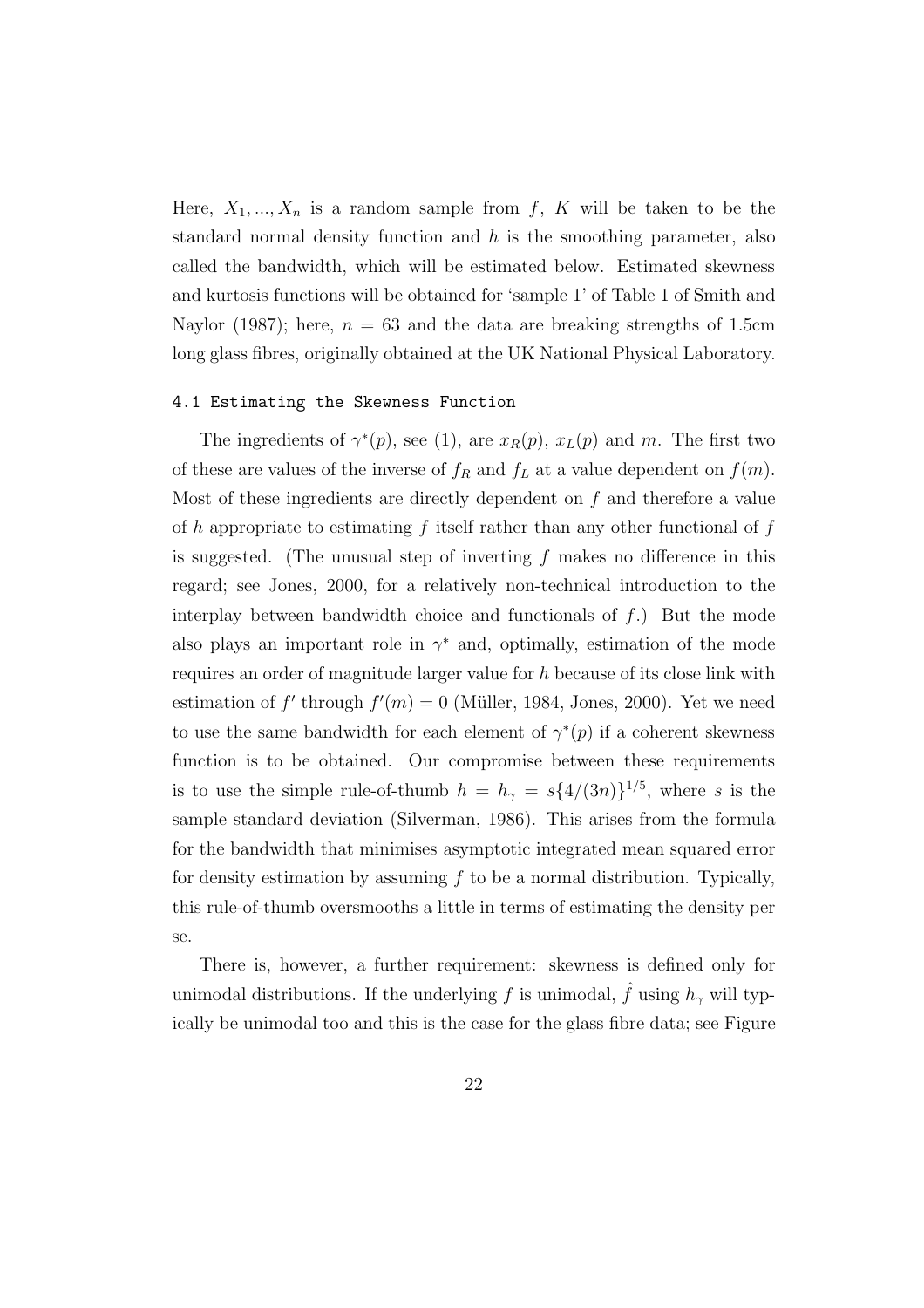Here, $X_1, ..., X_n$ is a random sample from $f$, $K$ will be taken to be the standard normal density function and $h$ is the smoothing parameter, also called the bandwidth, which will be estimated below. Estimated skewness and kurtosis functions will be obtained for 'sample 1' of Table 1 of Smith and Naylor (1987); here, $n = 63$ and the data are breaking strengths of 1.5cm long glass fibres, originally obtained at the UK National Physical Laboratory.

### 4.1 Estimating the Skewness Function

The ingredients of $\gamma^*(p)$, see (1), are $x_R(p)$, $x_L(p)$ and $m$. The first two of these are values of the inverse of $f_R$ and $f_L$ at a value dependent on $f(m)$. Most of these ingredients are directly dependent on $f$ and therefore a value of $h$ appropriate to estimating $f$ itself rather than any other functional of $f$ is suggested. (The unusual step of inverting $f$ makes no difference in this regard; see Jones, 2000, for a relatively non-technical introduction to the interplay between bandwidth choice and functionals of $f$.) But the mode also plays an important role in $\gamma^*$ and, optimally, estimation of the mode requires an order of magnitude larger value for $h$ because of its close link with estimation of $f'$ through $f'(m) = 0$ (Müller, 1984, Jones, 2000). Yet we need to use the same bandwidth for each element of $\gamma^*(p)$ if a coherent skewness function is to be obtained. Our compromise between these requirements is to use the simple rule-of-thumb $h = h_\gamma = s\{4/(3n)\}^{1/5}$, where $s$ is the sample standard deviation (Silverman, 1986). This arises from the formula for the bandwidth that minimises asymptotic integrated mean squared error for density estimation by assuming $f$ to be a normal distribution. Typically, this rule-of-thumb oversmooths a little in terms of estimating the density per se.

There is, however, a further requirement: skewness is defined only for unimodal distributions. If the underlying $f$ is unimodal, $\hat{f}$ using $h_\gamma$ will typically be unimodal too and this is the case for the glass fibre data; see Figure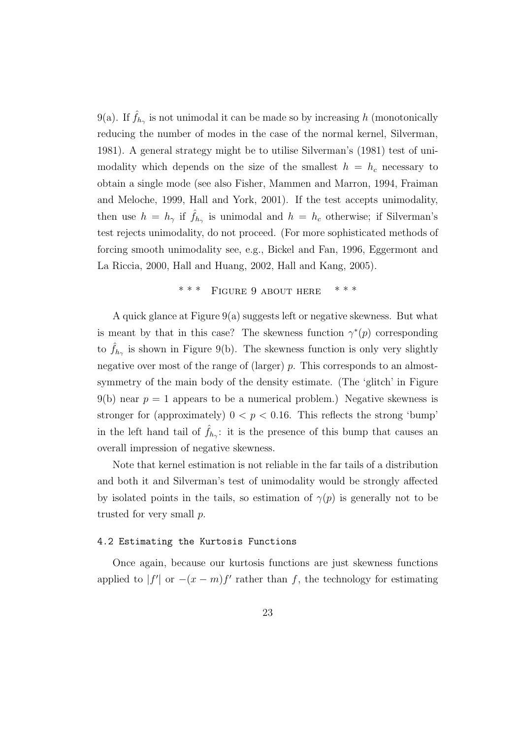9(a). If $\hat{f}_{h_\gamma}$ is not unimodal it can be made so by increasing $h$ (monotonically reducing the number of modes in the case of the normal kernel, Silverman, 1981). A general strategy might be to utilise Silverman's (1981) test of unimodality which depends on the size of the smallest $h = h_c$ necessary to obtain a single mode (see also Fisher, Mammen and Marron, 1994, Fraiman and Meloche, 1999, Hall and York, 2001). If the test accepts unimodality, then use $h = h_\gamma$ if $\hat{f}_{h_\gamma}$ is unimodal and $h = h_c$ otherwise; if Silverman's test rejects unimodality, do not proceed. (For more sophisticated methods of forcing smooth unimodality see, e.g., Bickel and Fan, 1996, Eggermont and La Riccia, 2000, Hall and Huang, 2002, Hall and Kang, 2005).

\*\*\* FIGURE 9 ABOUT HERE \*\*\*

A quick glance at Figure 9(a) suggests left or negative skewness. But what is meant by that in this case? The skewness function $\gamma^*(p)$ corresponding to $\hat{f}_{h_\gamma}$ is shown in Figure 9(b). The skewness function is only very slightly negative over most of the range of (larger) $p$. This corresponds to an almost-symmetry of the main body of the density estimate. (The 'glitch' in Figure 9(b) near $p = 1$ appears to be a numerical problem.) Negative skewness is stronger for (approximately) $0 < p < 0.16$. This reflects the strong 'bump' in the left hand tail of $\hat{f}_{h_\gamma}$: it is the presence of this bump that causes an overall impression of negative skewness.

Note that kernel estimation is not reliable in the far tails of a distribution and both it and Silverman's test of unimodality would be strongly affected by isolated points in the tails, so estimation of $\gamma(p)$ is generally not to be trusted for very small $p$.

### 4.2 Estimating the Kurtosis Functions

Once again, because our kurtosis functions are just skewness functions applied to $|f'|$ or $-(x - m)f'$ rather than $f$, the technology for estimating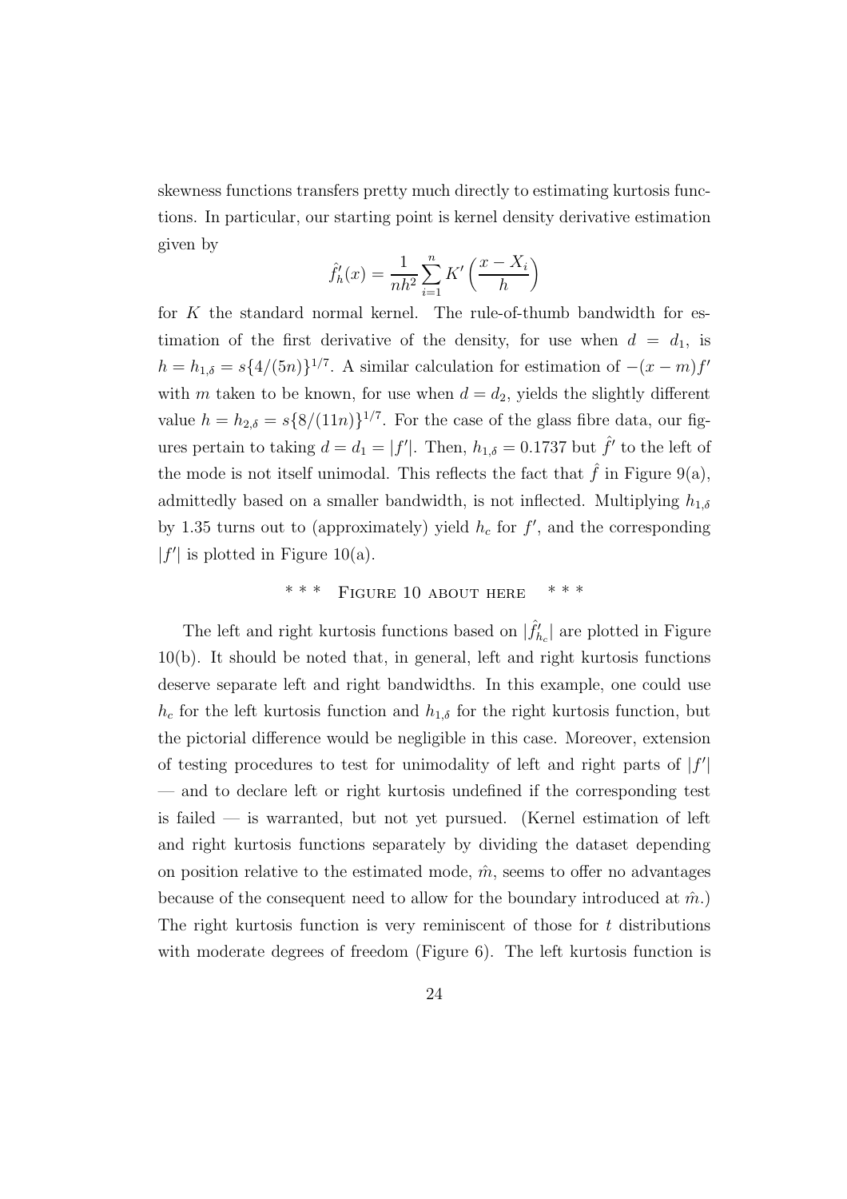skewness functions transfers pretty much directly to estimating kurtosis functions. In particular, our starting point is kernel density derivative estimation given by

$$\hat{f}'_h(x) = \frac{1}{nh^2} \sum_{i=1}^{n} K' \left( \frac{x - X_i}{h} \right)$$

for $K$ the standard normal kernel. The rule-of-thumb bandwidth for estimation of the first derivative of the density, for use when $d = d_1$, is $h = h_{1,\delta} = s\{4/(5n)\}^{1/7}$. A similar calculation for estimation of $-(x-m)f'$ with $m$ taken to be known, for use when $d = d_2$, yields the slightly different value $h = h_{2,\delta} = s\{8/(11n)\}^{1/7}$. For the case of the glass fibre data, our figures pertain to taking $d = d_1 = |f'|$. Then, $h_{1,\delta} = 0.1737$ but $\hat{f}'$ to the left of the mode is not itself unimodal. This reflects the fact that $\hat{f}$ in Figure 9(a), admittedly based on a smaller bandwidth, is not inflected. Multiplying $h_{1,\delta}$ by 1.35 turns out to (approximately) yield $h_c$ for $f'$, and the corresponding $|f'|$ is plotted in Figure 10(a).

\*\*\* Figure 10 about here \*\*\*

The left and right kurtosis functions based on $|\hat{f}'_{h_c}|$ are plotted in Figure 10(b). It should be noted that, in general, left and right kurtosis functions deserve separate left and right bandwidths. In this example, one could use $h_c$ for the left kurtosis function and $h_{1,\delta}$ for the right kurtosis function, but the pictorial difference would be negligible in this case. Moreover, extension of testing procedures to test for unimodality of left and right parts of $|f'|$ — and to declare left or right kurtosis undefined if the corresponding test is failed — is warranted, but not yet pursued. (Kernel estimation of left and right kurtosis functions separately by dividing the dataset depending on position relative to the estimated mode, $\hat{m}$, seems to offer no advantages because of the consequent need to allow for the boundary introduced at $\hat{m}$.) The right kurtosis function is very reminiscent of those for $t$ distributions with moderate degrees of freedom (Figure 6). The left kurtosis function is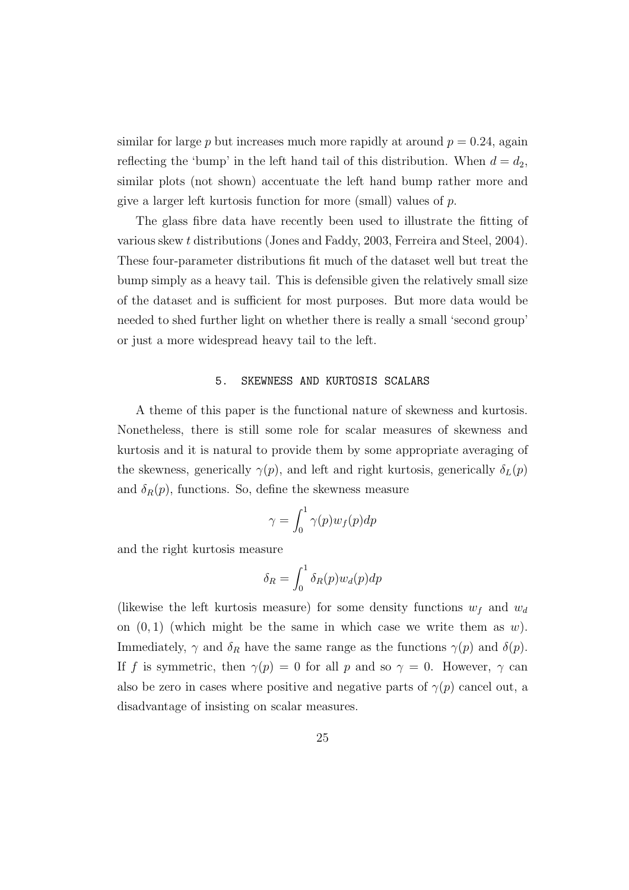similar for large $p$ but increases much more rapidly at around $p = 0.24$, again reflecting the 'bump' in the left hand tail of this distribution. When $d = d_2$, similar plots (not shown) accentuate the left hand bump rather more and give a larger left kurtosis function for more (small) values of $p$.

The glass fibre data have recently been used to illustrate the fitting of various skew $t$ distributions (Jones and Faddy, 2003, Ferreira and Steel, 2004). These four-parameter distributions fit much of the dataset well but treat the bump simply as a heavy tail. This is defensible given the relatively small size of the dataset and is sufficient for most purposes. But more data would be needed to shed further light on whether there is really a small 'second group' or just a more widespread heavy tail to the left.

## 5. SKEWNESS AND KURTOSIS SCALARS

A theme of this paper is the functional nature of skewness and kurtosis. Nonetheless, there is still some role for scalar measures of skewness and kurtosis and it is natural to provide them by some appropriate averaging of the skewness, generically $\gamma(p)$, and left and right kurtosis, generically $\delta_L(p)$ and $\delta_R(p)$, functions. So, define the skewness measure

$$\gamma = \int_0^1 \gamma(p) w_f(p) dp$$

and the right kurtosis measure

$$\delta_R = \int_0^1 \delta_R(p) w_d(p) dp$$

(likewise the left kurtosis measure) for some density functions $w_f$ and $w_d$ on $(0, 1)$ (which might be the same in which case we write them as $w$). Immediately, $\gamma$ and $\delta_R$ have the same range as the functions $\gamma(p)$ and $\delta(p)$. If $f$ is symmetric, then $\gamma(p) = 0$ for all $p$ and so $\gamma = 0$. However, $\gamma$ can also be zero in cases where positive and negative parts of $\gamma(p)$ cancel out, a disadvantage of insisting on scalar measures.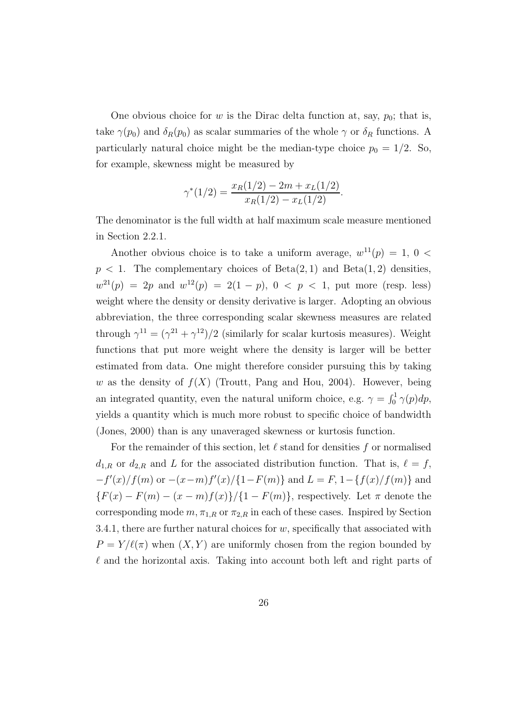One obvious choice for $w$ is the Dirac delta function at, say, $p_0$; that is, take $\gamma(p_0)$ and $\delta_R(p_0)$ as scalar summaries of the whole $\gamma$ or $\delta_R$ functions. A particularly natural choice might be the median-type choice $p_0 = 1/2$. So, for example, skewness might be measured by

$$\gamma^*(1/2) = \frac{x_R(1/2) - 2m + x_L(1/2)}{x_R(1/2) - x_L(1/2)}.$$

The denominator is the full width at half maximum scale measure mentioned in Section 2.2.1.

Another obvious choice is to take a uniform average, $w^{11}(p) = 1$, $0 < p < 1$. The complementary choices of Beta$(2, 1)$ and Beta$(1, 2)$ densities, $w^{21}(p) = 2p$ and $w^{12}(p) = 2(1 - p)$, $0 < p < 1$, put more (resp. less) weight where the density or density derivative is larger. Adopting an obvious abbreviation, the three corresponding scalar skewness measures are related through $\gamma^{11} = (\gamma^{21} + \gamma^{12})/2$ (similarly for scalar kurtosis measures). Weight functions that put more weight where the density is larger will be better estimated from data. One might therefore consider pursuing this by taking $w$ as the density of $f(X)$ (Troutt, Pang and Hou, 2004). However, being an integrated quantity, even the natural uniform choice, e.g. $\gamma = \int_0^1 \gamma(p)dp$, yields a quantity which is much more robust to specific choice of bandwidth (Jones, 2000) than is any unaveraged skewness or kurtosis function.

For the remainder of this section, let $\ell$ stand for densities $f$ or normalised $d_{1,R}$ or $d_{2,R}$ and $L$ for the associated distribution function. That is, $\ell = f$, $-f'(x)/f(m)$ or $-(x-m)f'(x)/\{1-F(m)\}$ and $L = F$, $1-\{f(x)/f(m)\}$ and $\{F(x) - F(m) - (x - m)f(x)\}/\{1 - F(m)\}$, respectively. Let $\pi$ denote the corresponding mode $m, \pi_{1,R}$ or $\pi_{2,R}$ in each of these cases. Inspired by Section 3.4.1, there are further natural choices for $w$, specifically that associated with $P = Y/\ell(\pi)$ when $(X, Y)$ are uniformly chosen from the region bounded by $\ell$ and the horizontal axis. Taking into account both left and right parts of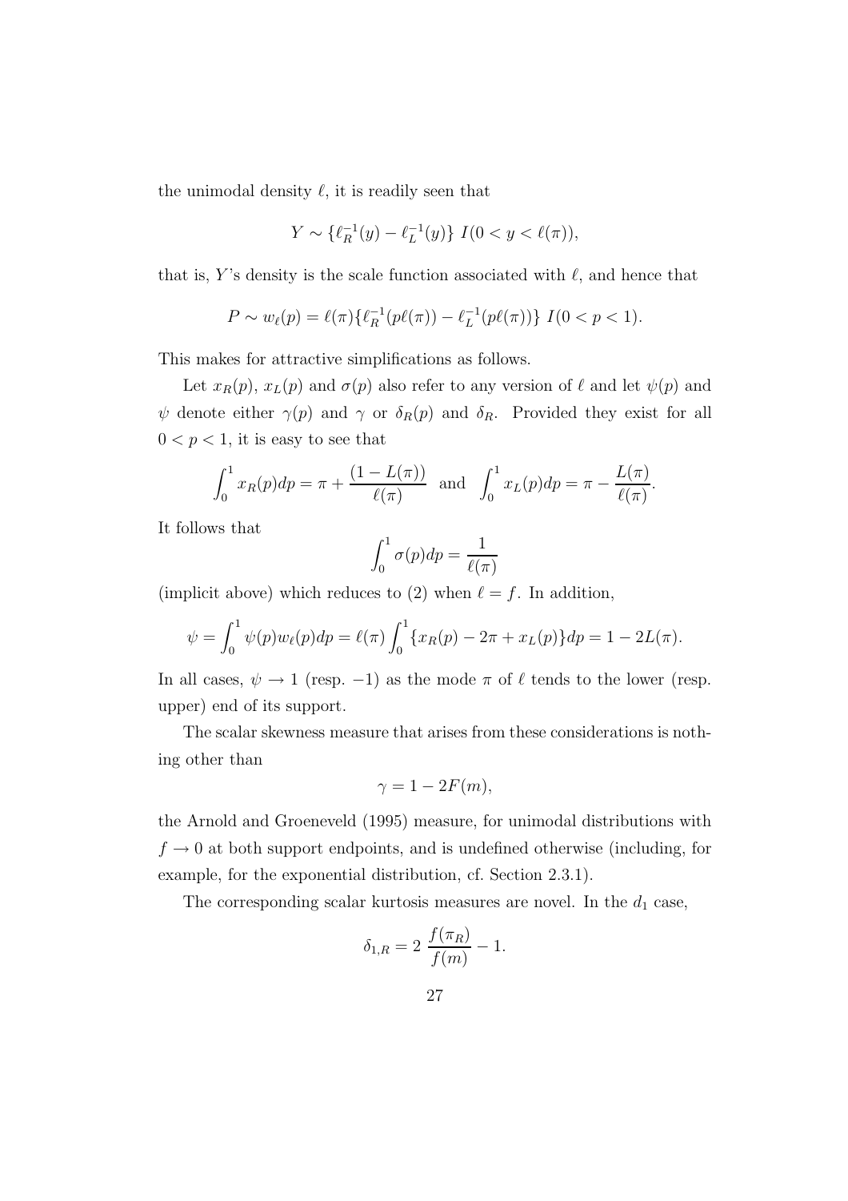the unimodal density $\ell$, it is readily seen that

$$Y \sim \{\ell_R^{-1}(y) - \ell_L^{-1}(y)\} \; I(0 < y < \ell(\pi)),$$

that is, $Y$'s density is the scale function associated with $\ell$, and hence that

$$P \sim w_\ell(p) = \ell(\pi)\{\ell_R^{-1}(p\ell(\pi)) - \ell_L^{-1}(p\ell(\pi))\} \; I(0 < p < 1).$$

This makes for attractive simplifications as follows.

Let $x_R(p)$, $x_L(p)$ and $\sigma(p)$ also refer to any version of $\ell$ and let $\psi(p)$ and $\psi$ denote either $\gamma(p)$ and $\gamma$ or $\delta_R(p)$ and $\delta_R$. Provided they exist for all $0 < p < 1$, it is easy to see that

$$\int_0^1 x_R(p)dp = \pi + \frac{(1 - L(\pi))}{\ell(\pi)} \quad \text{and} \quad \int_0^1 x_L(p)dp = \pi - \frac{L(\pi)}{\ell(\pi)}.$$

It follows that

$$\int_0^1 \sigma(p)dp = \frac{1}{\ell(\pi)}$$

(implicit above) which reduces to (2) when $\ell = f$. In addition,

$$\psi = \int_0^1 \psi(p)w_\ell(p)dp = \ell(\pi)\int_0^1 \{x_R(p) - 2\pi + x_L(p)\}dp = 1 - 2L(\pi).$$

In all cases, $\psi \to 1$ (resp. $-1$) as the mode $\pi$ of $\ell$ tends to the lower (resp. upper) end of its support.

The scalar skewness measure that arises from these considerations is nothing other than

$$\gamma = 1 - 2F(m),$$

the Arnold and Groeneveld (1995) measure, for unimodal distributions with $f \to 0$ at both support endpoints, and is undefined otherwise (including, for example, for the exponential distribution, cf. Section 2.3.1).

The corresponding scalar kurtosis measures are novel. In the $d_1$ case,

$$\delta_{1,R} = 2 \; \frac{f(\pi_R)}{f(m)} - 1.$$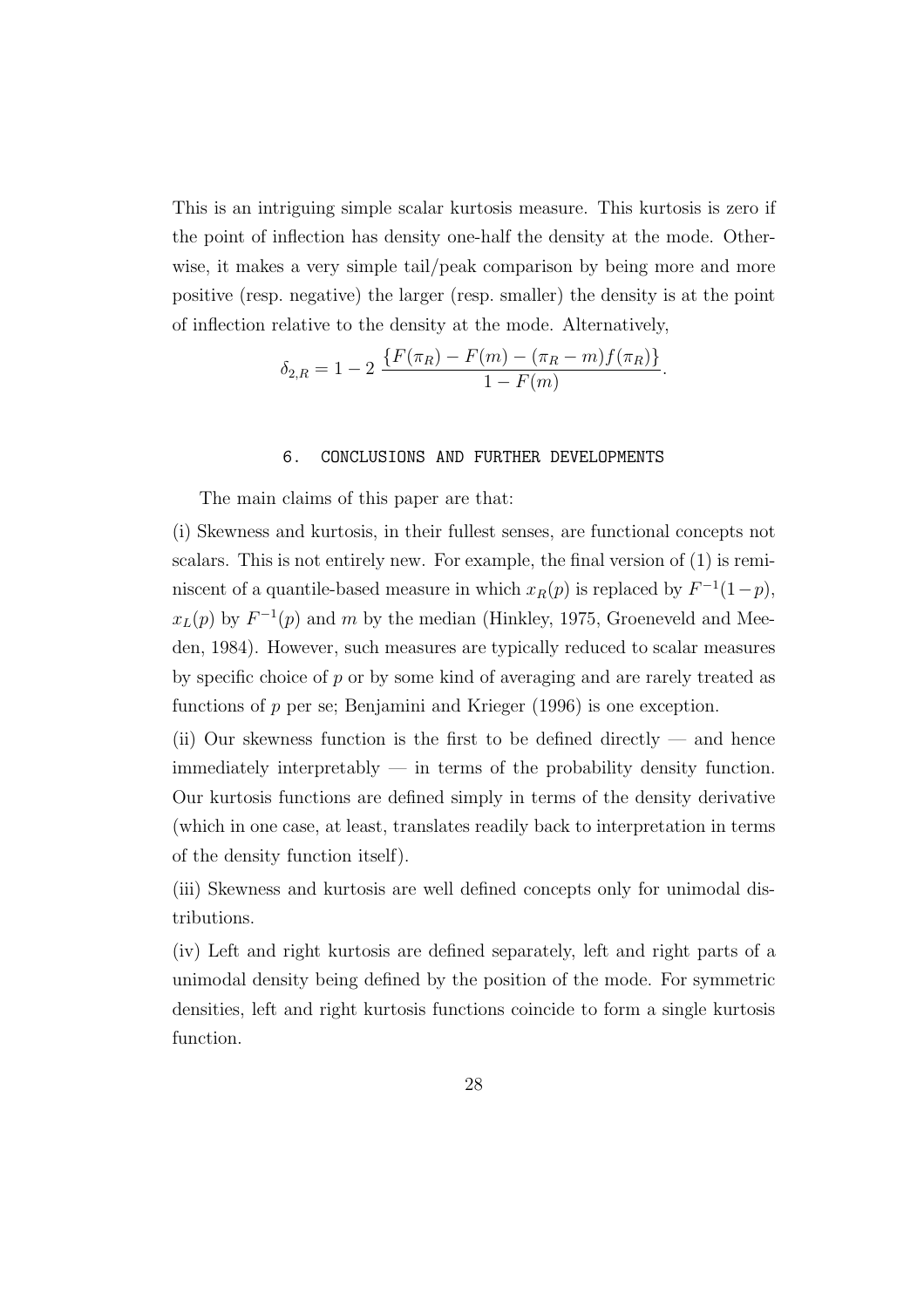This is an intriguing simple scalar kurtosis measure. This kurtosis is zero if the point of inflection has density one-half the density at the mode. Otherwise, it makes a very simple tail/peak comparison by being more and more positive (resp. negative) the larger (resp. smaller) the density is at the point of inflection relative to the density at the mode. Alternatively,

$$\delta_{2,R} = 1 - 2\, \frac{\{F(\pi_R) - F(m) - (\pi_R - m) f(\pi_R)\}}{1 - F(m)}.$$

## 6. CONCLUSIONS AND FURTHER DEVELOPMENTS

The main claims of this paper are that:

(i) Skewness and kurtosis, in their fullest senses, are functional concepts not scalars. This is not entirely new. For example, the final version of (1) is reminiscent of a quantile-based measure in which $x_R(p)$ is replaced by $F^{-1}(1-p)$, $x_L(p)$ by $F^{-1}(p)$ and $m$ by the median (Hinkley, 1975, Groeneveld and Meeden, 1984). However, such measures are typically reduced to scalar measures by specific choice of $p$ or by some kind of averaging and are rarely treated as functions of $p$ per se; Benjamini and Krieger (1996) is one exception.

(ii) Our skewness function is the first to be defined directly — and hence immediately interpretably — in terms of the probability density function. Our kurtosis functions are defined simply in terms of the density derivative (which in one case, at least, translates readily back to interpretation in terms of the density function itself).

(iii) Skewness and kurtosis are well defined concepts only for unimodal distributions.

(iv) Left and right kurtosis are defined separately, left and right parts of a unimodal density being defined by the position of the mode. For symmetric densities, left and right kurtosis functions coincide to form a single kurtosis function.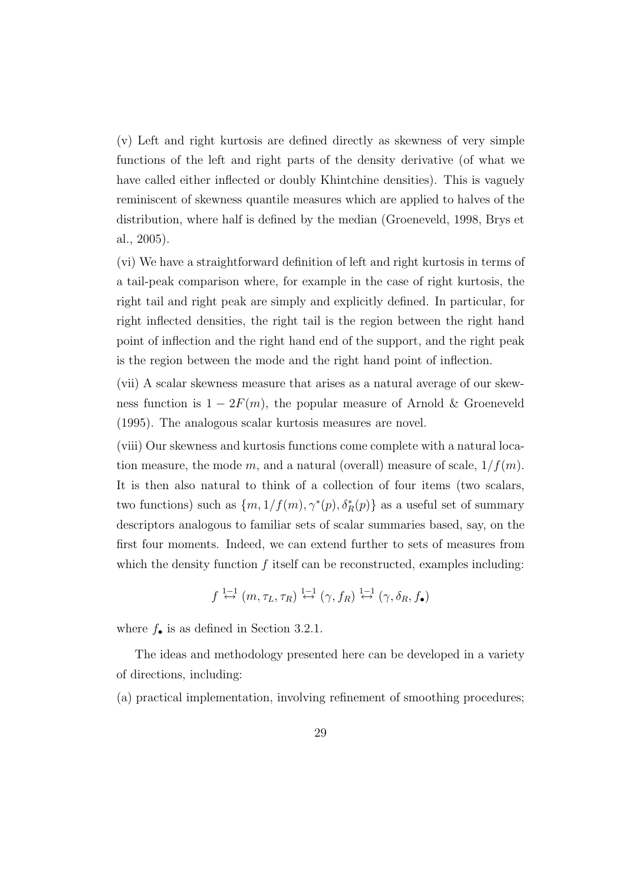(v) Left and right kurtosis are defined directly as skewness of very simple functions of the left and right parts of the density derivative (of what we have called either inflected or doubly Khintchine densities). This is vaguely reminiscent of skewness quantile measures which are applied to halves of the distribution, where half is defined by the median (Groeneveld, 1998, Brys et al., 2005).

(vi) We have a straightforward definition of left and right kurtosis in terms of a tail-peak comparison where, for example in the case of right kurtosis, the right tail and right peak are simply and explicitly defined. In particular, for right inflected densities, the right tail is the region between the right hand point of inflection and the right hand end of the support, and the right peak is the region between the mode and the right hand point of inflection.

(vii) A scalar skewness measure that arises as a natural average of our skewness function is $1 - 2F(m)$, the popular measure of Arnold & Groeneveld (1995). The analogous scalar kurtosis measures are novel.

(viii) Our skewness and kurtosis functions come complete with a natural location measure, the mode $m$, and a natural (overall) measure of scale, $1/f(m)$. It is then also natural to think of a collection of four items (two scalars, two functions) such as $\{m, 1/f(m), \gamma^*(p), \delta_R^*(p)\}$ as a useful set of summary descriptors analogous to familiar sets of scalar summaries based, say, on the first four moments. Indeed, we can extend further to sets of measures from which the density function $f$ itself can be reconstructed, examples including:

$$f \overset{1-1}{\leftrightarrow} (m, \tau_L, \tau_R) \overset{1-1}{\leftrightarrow} (\gamma, f_R) \overset{1-1}{\leftrightarrow} (\gamma, \delta_R, f_\bullet)$$

where $f_\bullet$ is as defined in Section 3.2.1.

The ideas and methodology presented here can be developed in a variety of directions, including:

(a) practical implementation, involving refinement of smoothing procedures;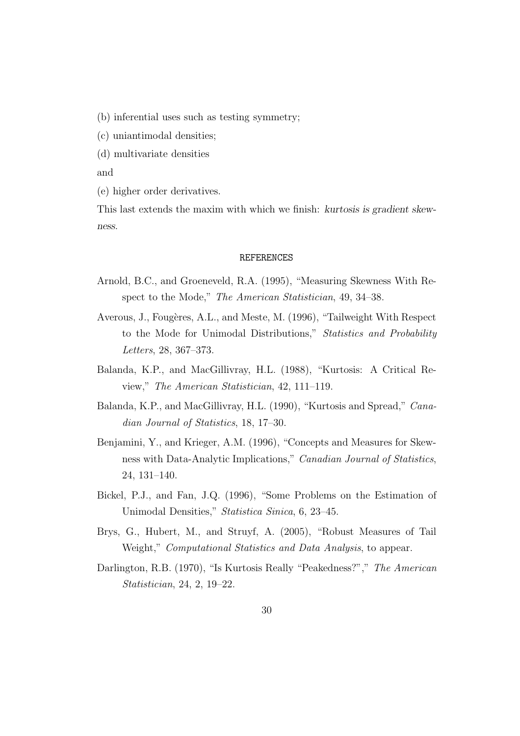(b) inferential uses such as testing symmetry;

(c) uniantimodal densities;

(d) multivariate densities

and

(e) higher order derivatives.

This last extends the maxim with which we finish: *kurtosis is gradient skewness*.

## REFERENCES

Arnold, B.C., and Groeneveld, R.A. (1995), "Measuring Skewness With Respect to the Mode," *The American Statistician*, 49, 34–38.

Averous, J., Fougères, A.L., and Meste, M. (1996), "Tailweight With Respect to the Mode for Unimodal Distributions," *Statistics and Probability Letters*, 28, 367–373.

Balanda, K.P., and MacGillivray, H.L. (1988), "Kurtosis: A Critical Review," *The American Statistician*, 42, 111–119.

Balanda, K.P., and MacGillivray, H.L. (1990), "Kurtosis and Spread," *Canadian Journal of Statistics*, 18, 17–30.

Benjamini, Y., and Krieger, A.M. (1996), "Concepts and Measures for Skewness with Data-Analytic Implications," *Canadian Journal of Statistics*, 24, 131–140.

Bickel, P.J., and Fan, J.Q. (1996), "Some Problems on the Estimation of Unimodal Densities," *Statistica Sinica*, 6, 23–45.

Brys, G., Hubert, M., and Struyf, A. (2005), "Robust Measures of Tail Weight," *Computational Statistics and Data Analysis*, to appear.

Darlington, R.B. (1970), "Is Kurtosis Really "Peakedness?"," *The American Statistician*, 24, 2, 19–22.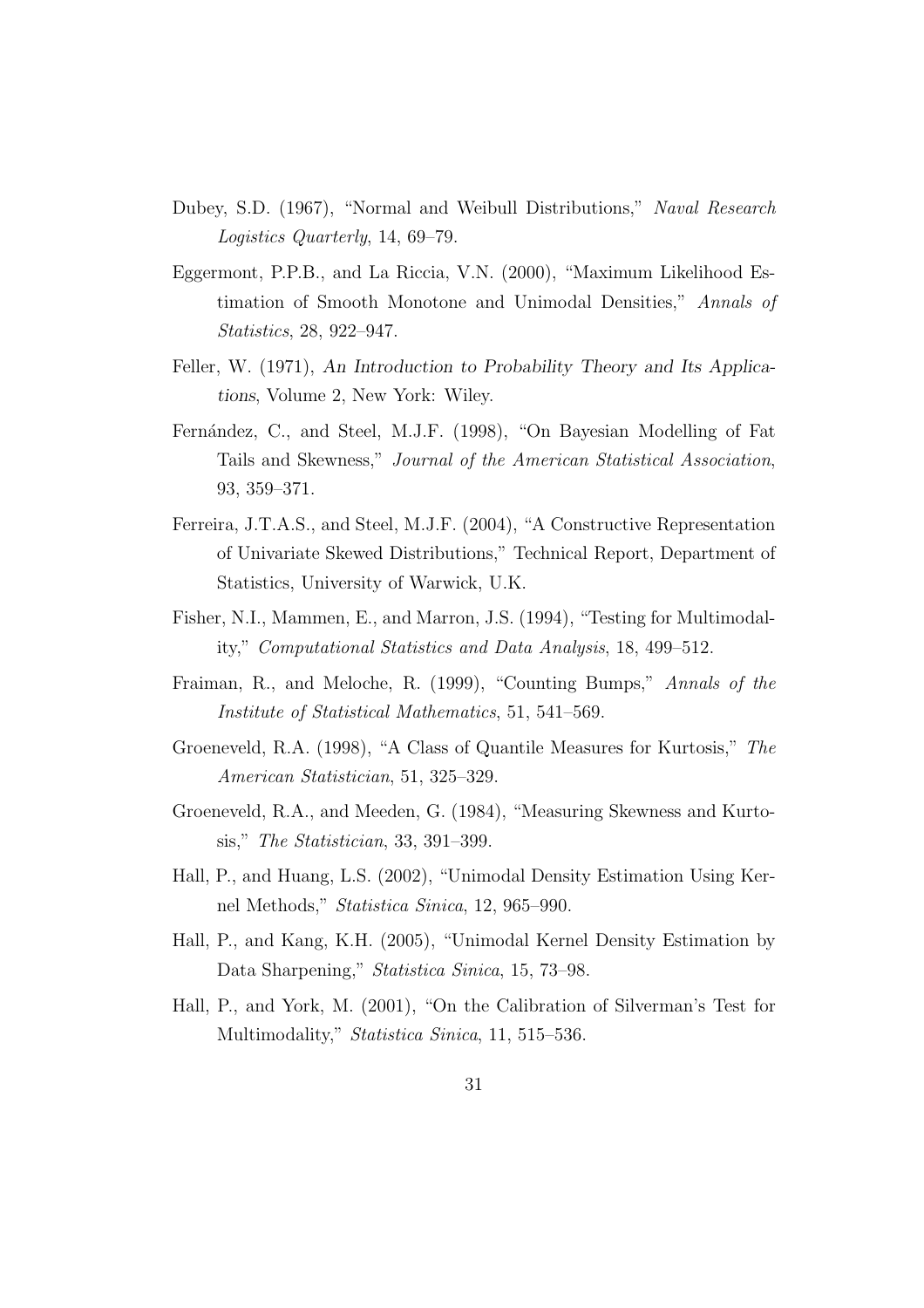Dubey, S.D. (1967), "Normal and Weibull Distributions," *Naval Research Logistics Quarterly*, 14, 69–79.

Eggermont, P.P.B., and La Riccia, V.N. (2000), "Maximum Likelihood Estimation of Smooth Monotone and Unimodal Densities," *Annals of Statistics*, 28, 922–947.

Feller, W. (1971), *An Introduction to Probability Theory and Its Applications*, Volume 2, New York: Wiley.

Fernández, C., and Steel, M.J.F. (1998), "On Bayesian Modelling of Fat Tails and Skewness," *Journal of the American Statistical Association*, 93, 359–371.

Ferreira, J.T.A.S., and Steel, M.J.F. (2004), "A Constructive Representation of Univariate Skewed Distributions," Technical Report, Department of Statistics, University of Warwick, U.K.

Fisher, N.I., Mammen, E., and Marron, J.S. (1994), "Testing for Multimodality," *Computational Statistics and Data Analysis*, 18, 499–512.

Fraiman, R., and Meloche, R. (1999), "Counting Bumps," *Annals of the Institute of Statistical Mathematics*, 51, 541–569.

Groeneveld, R.A. (1998), "A Class of Quantile Measures for Kurtosis," *The American Statistician*, 51, 325–329.

Groeneveld, R.A., and Meeden, G. (1984), "Measuring Skewness and Kurtosis," *The Statistician*, 33, 391–399.

Hall, P., and Huang, L.S. (2002), "Unimodal Density Estimation Using Kernel Methods," *Statistica Sinica*, 12, 965–990.

Hall, P., and Kang, K.H. (2005), "Unimodal Kernel Density Estimation by Data Sharpening," *Statistica Sinica*, 15, 73–98.

Hall, P., and York, M. (2001), "On the Calibration of Silverman's Test for Multimodality," *Statistica Sinica*, 11, 515–536.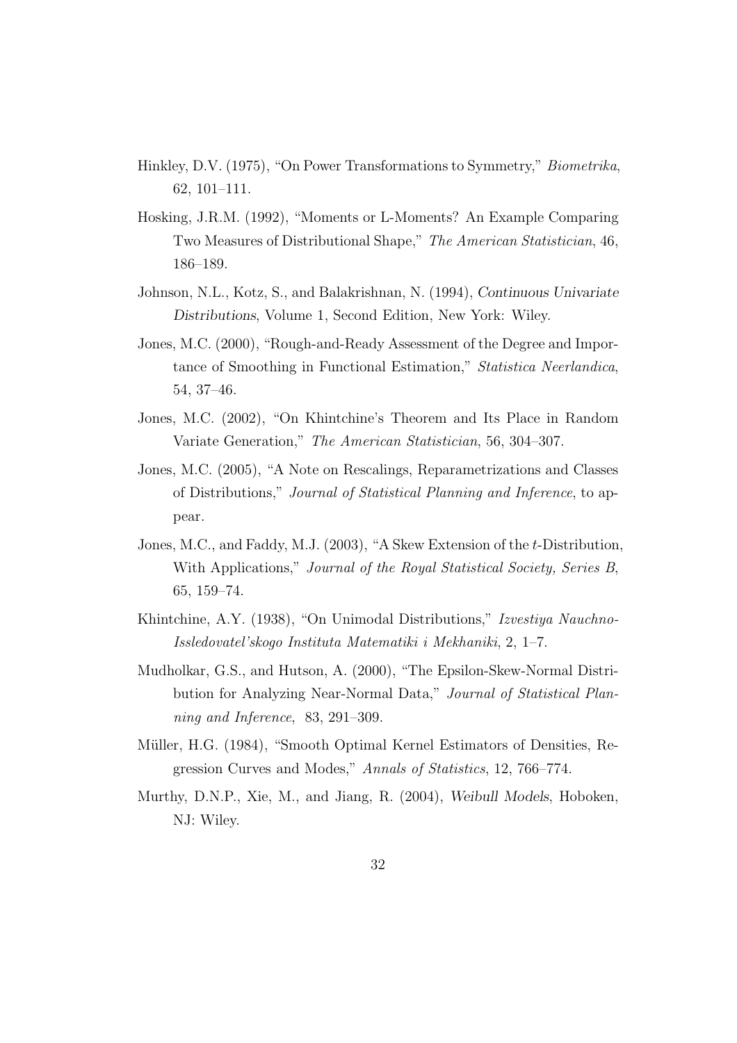Hinkley, D.V. (1975), "On Power Transformations to Symmetry," *Biometrika*, 62, 101–111.

Hosking, J.R.M. (1992), "Moments or L-Moments? An Example Comparing Two Measures of Distributional Shape," *The American Statistician*, 46, 186–189.

Johnson, N.L., Kotz, S., and Balakrishnan, N. (1994), *Continuous Univariate Distributions*, Volume 1, Second Edition, New York: Wiley.

Jones, M.C. (2000), "Rough-and-Ready Assessment of the Degree and Importance of Smoothing in Functional Estimation," *Statistica Neerlandica*, 54, 37–46.

Jones, M.C. (2002), "On Khintchine's Theorem and Its Place in Random Variate Generation," *The American Statistician*, 56, 304–307.

Jones, M.C. (2005), "A Note on Rescalings, Reparametrizations and Classes of Distributions," *Journal of Statistical Planning and Inference*, to appear.

Jones, M.C., and Faddy, M.J. (2003), "A Skew Extension of the $t$-Distribution, With Applications," *Journal of the Royal Statistical Society, Series B*, 65, 159–74.

Khintchine, A.Y. (1938), "On Unimodal Distributions," *Izvestiya Nauchno-Issledovatel'skogo Instituta Matematiki i Mekhaniki*, 2, 1–7.

Mudholkar, G.S., and Hutson, A. (2000), "The Epsilon-Skew-Normal Distribution for Analyzing Near-Normal Data," *Journal of Statistical Planning and Inference*, 83, 291–309.

Müller, H.G. (1984), "Smooth Optimal Kernel Estimators of Densities, Regression Curves and Modes," *Annals of Statistics*, 12, 766–774.

Murthy, D.N.P., Xie, M., and Jiang, R. (2004), *Weibull Models*, Hoboken, NJ: Wiley.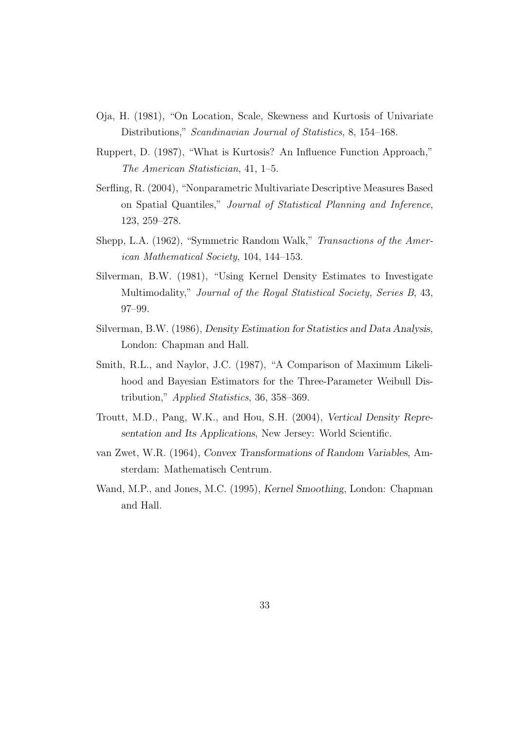Oja, H. (1981), "On Location, Scale, Skewness and Kurtosis of Univariate Distributions," *Scandinavian Journal of Statistics*, 8, 154–168.

Ruppert, D. (1987), "What is Kurtosis? An Influence Function Approach," *The American Statistician*, 41, 1–5.

Serfling, R. (2004), "Nonparametric Multivariate Descriptive Measures Based on Spatial Quantiles," *Journal of Statistical Planning and Inference*, 123, 259–278.

Shepp, L.A. (1962), "Symmetric Random Walk," *Transactions of the American Mathematical Society*, 104, 144–153.

Silverman, B.W. (1981), "Using Kernel Density Estimates to Investigate Multimodality," *Journal of the Royal Statistical Society, Series B*, 43, 97–99.

Silverman, B.W. (1986), *Density Estimation for Statistics and Data Analysis*, London: Chapman and Hall.

Smith, R.L., and Naylor, J.C. (1987), "A Comparison of Maximum Likelihood and Bayesian Estimators for the Three-Parameter Weibull Distribution," *Applied Statistics*, 36, 358–369.

Troutt, M.D., Pang, W.K., and Hou, S.H. (2004), *Vertical Density Representation and Its Applications*, New Jersey: World Scientific.

van Zwet, W.R. (1964), *Convex Transformations of Random Variables*, Amsterdam: Mathematisch Centrum.

Wand, M.P., and Jones, M.C. (1995), *Kernel Smoothing*, London: Chapman and Hall.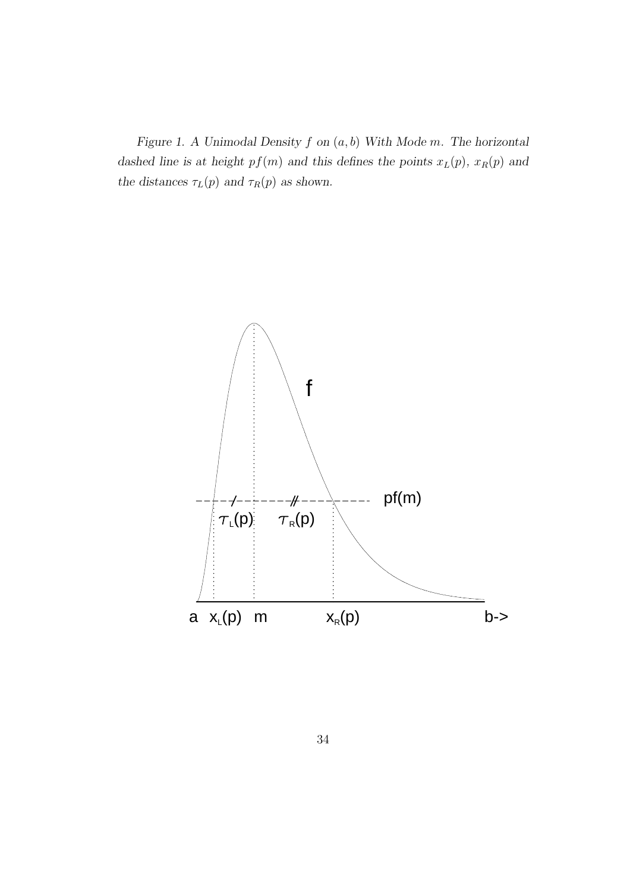*Figure 1. A Unimodal Density $f$ on $(a, b)$ With Mode $m$. The horizontal dashed line is at height $pf(m)$ and this defines the points $x_L(p)$, $x_R(p)$ and the distances $\tau_L(p)$ and $\tau_R(p)$ as shown.*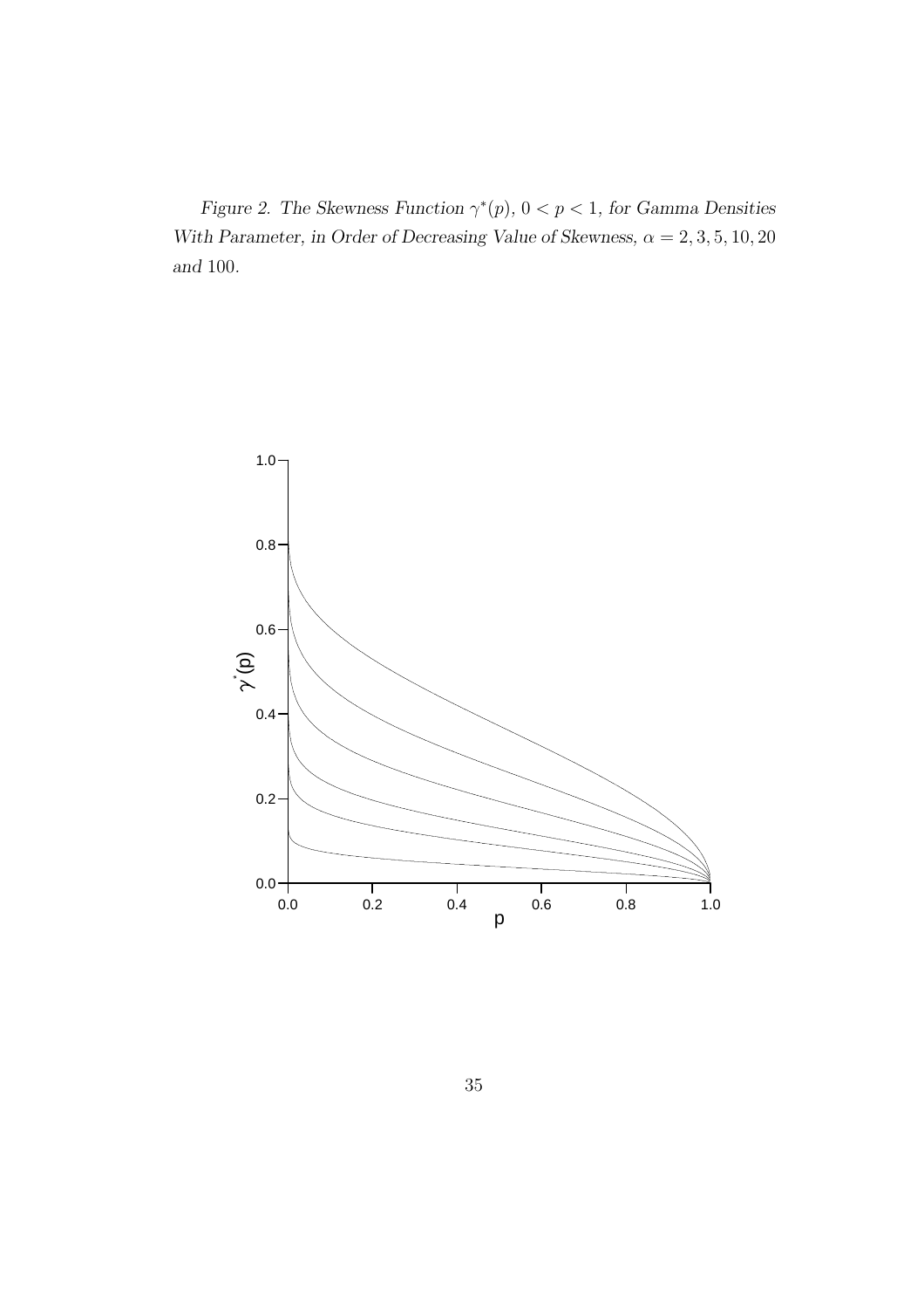*Figure 2. The Skewness Function $\gamma^*(p)$, $0 < p < 1$, for Gamma Densities With Parameter, in Order of Decreasing Value of Skewness, $\alpha = 2, 3, 5, 10, 20$ and 100.*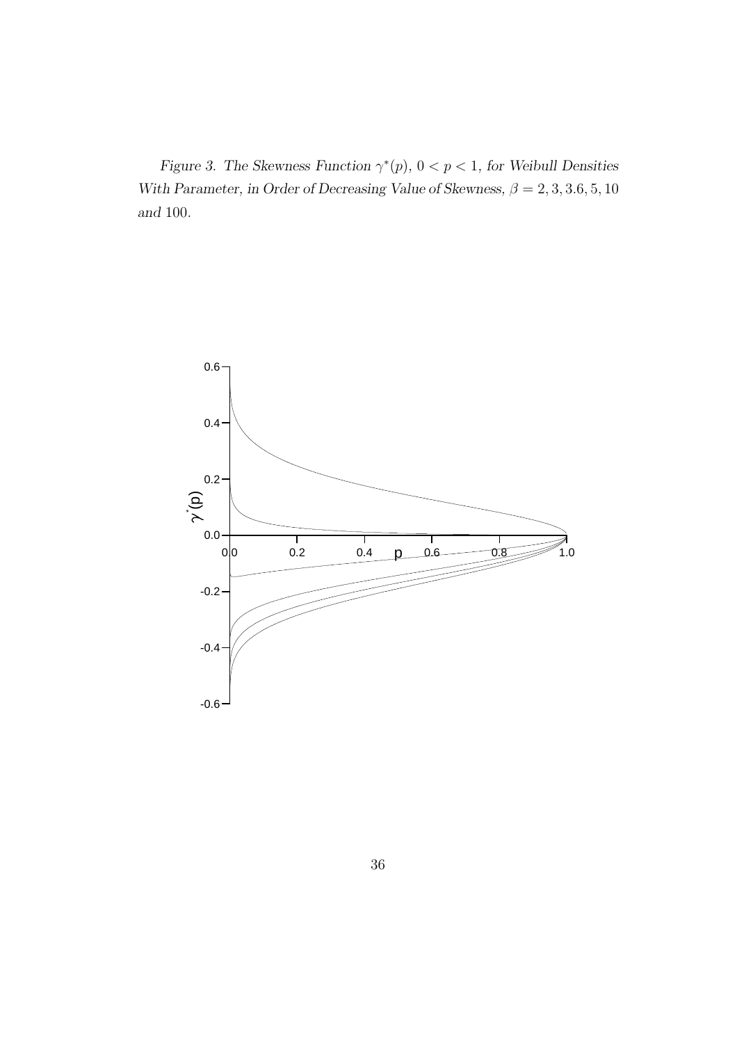*Figure 3. The Skewness Function $\gamma^*(p)$, $0 < p < 1$, for Weibull Densities With Parameter, in Order of Decreasing Value of Skewness, $\beta = 2, 3, 3.6, 5, 10$ and $100$.*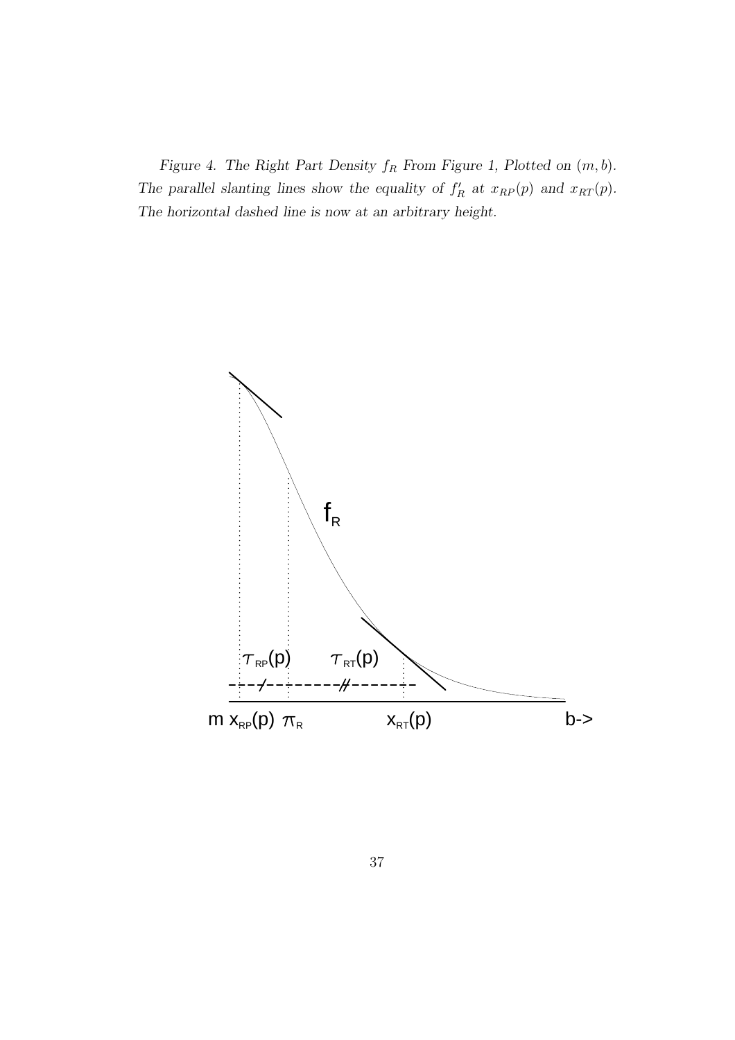*Figure 4. The Right Part Density $f_R$ From Figure 1, Plotted on $(m, b)$. The parallel slanting lines show the equality of $f_R'$ at $x_{RP}(p)$ and $x_{RT}(p)$. The horizontal dashed line is now at an arbitrary height.*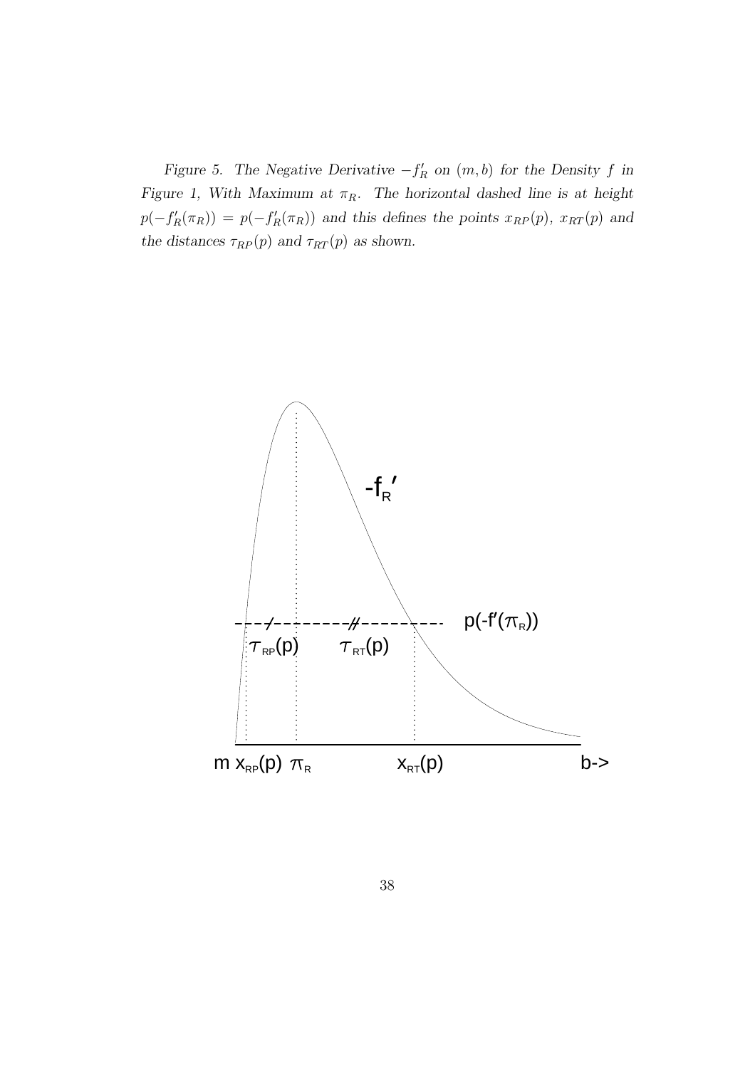*Figure 5. The Negative Derivative $-f_R'$ on $(m, b)$ for the Density $f$ in Figure 1, With Maximum at $\pi_R$. The horizontal dashed line is at height $p(-f_R'(\pi_R)) = p(-f_R'(\pi_R))$ and this defines the points $x_{RP}(p)$, $x_{RT}(p)$ and the distances $\tau_{RP}(p)$ and $\tau_{RT}(p)$ as shown.*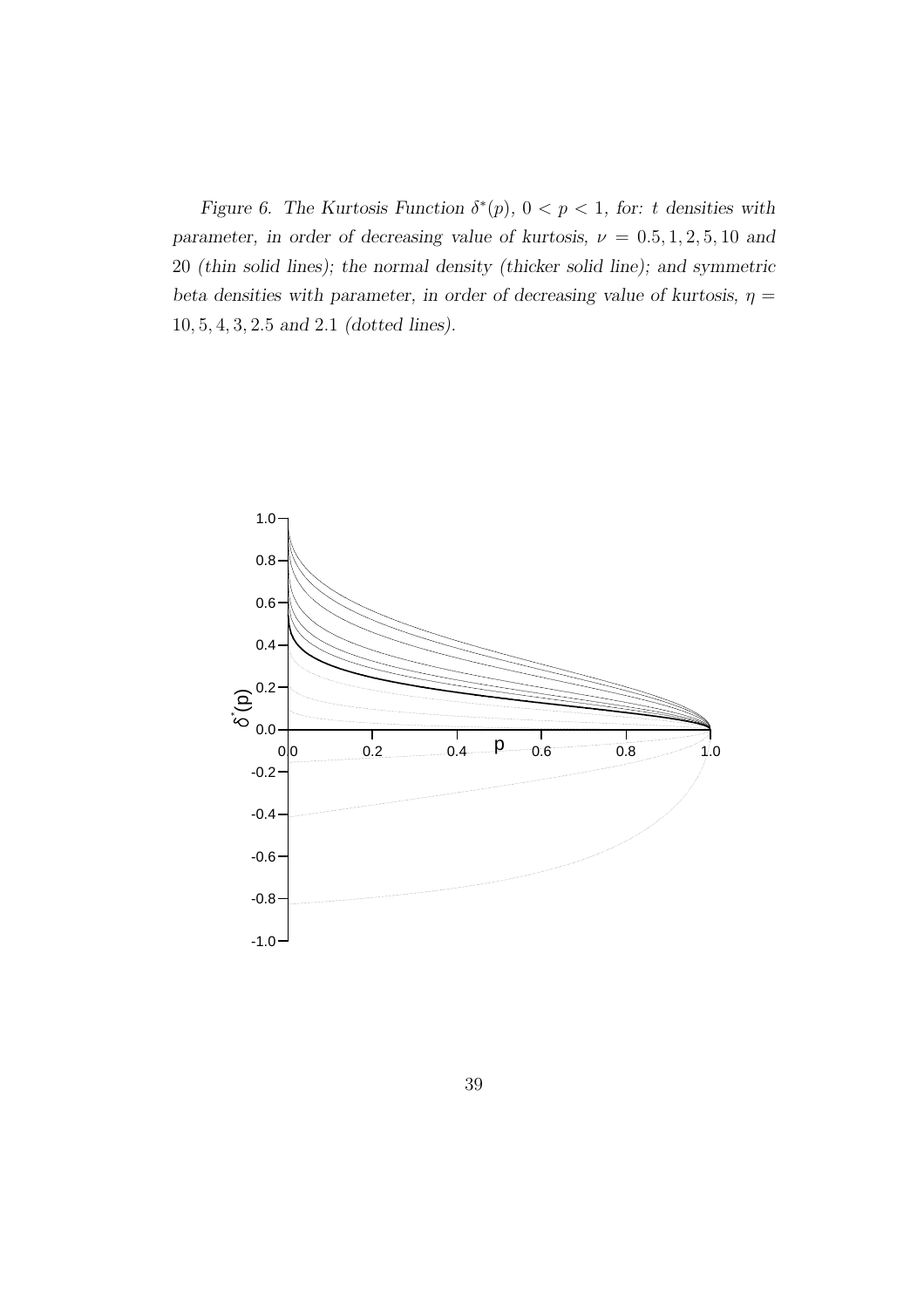*Figure 6. The Kurtosis Function $\delta^*(p)$, $0 < p < 1$, for: $t$ densities with parameter, in order of decreasing value of kurtosis, $\nu = 0.5, 1, 2, 5, 10$ and $20$ (thin solid lines); the normal density (thicker solid line); and symmetric beta densities with parameter, in order of decreasing value of kurtosis, $\eta = 10, 5, 4, 3, 2.5$ and $2.1$ (dotted lines).*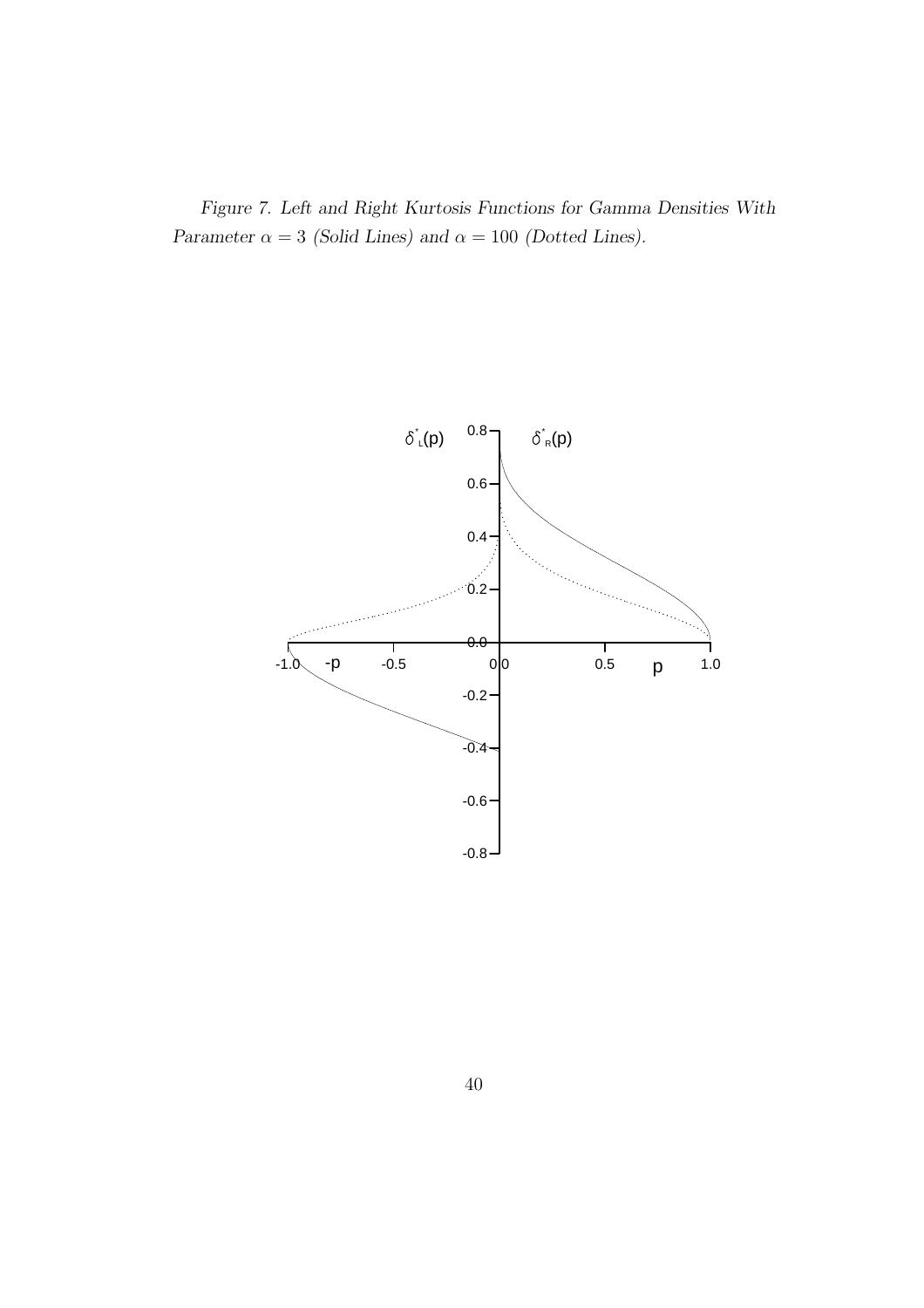*Figure 7. Left and Right Kurtosis Functions for Gamma Densities With Parameter $\alpha = 3$ (Solid Lines) and $\alpha = 100$ (Dotted Lines).*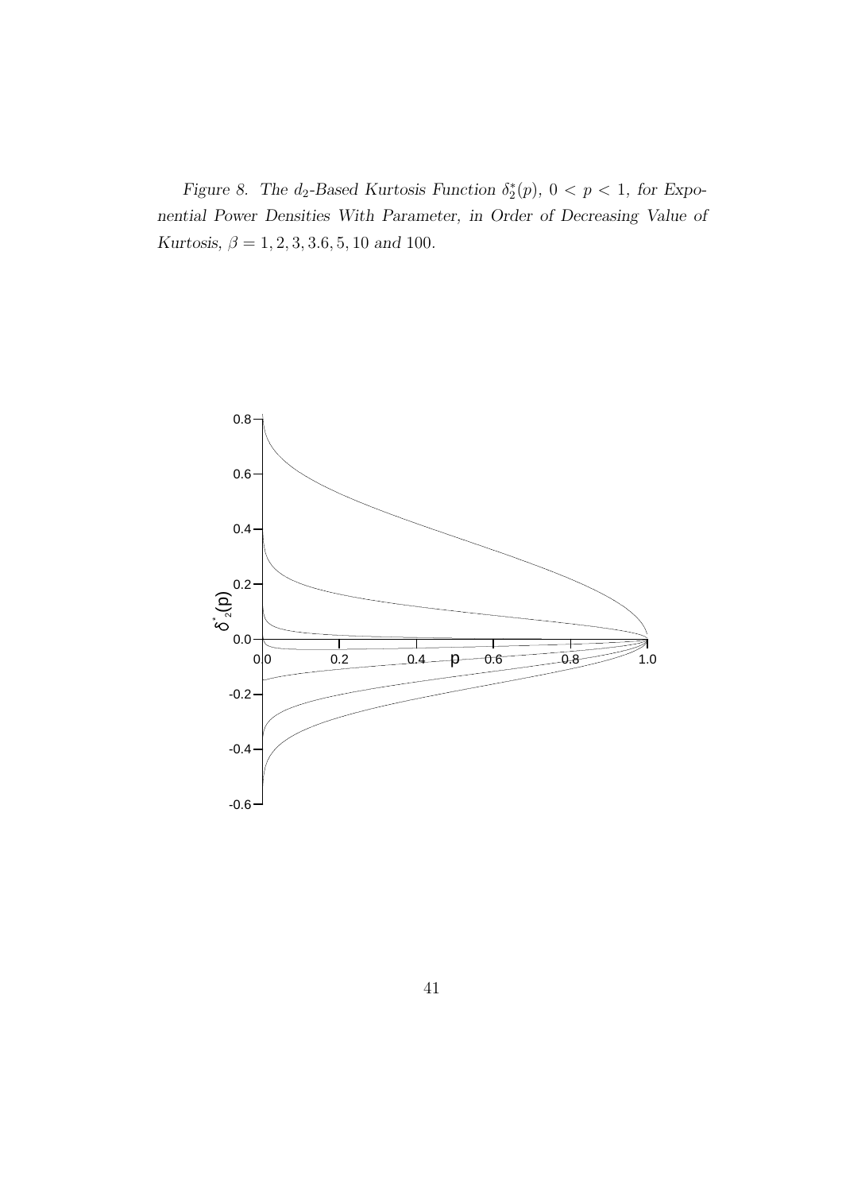*Figure 8. The $d_2$-Based Kurtosis Function $\delta_2^*(p)$, $0 < p < 1$, for Exponential Power Densities With Parameter, in Order of Decreasing Value of Kurtosis, $\beta = 1, 2, 3, 3.6, 5, 10$ and $100$.*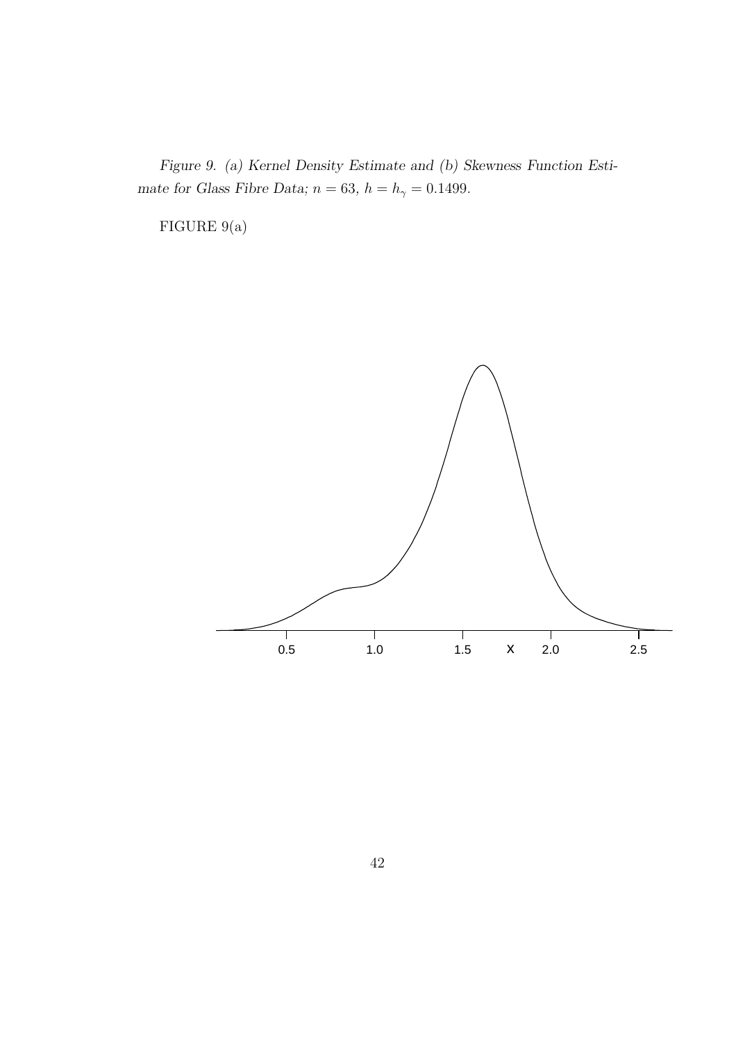*Figure 9. (a) Kernel Density Estimate and (b) Skewness Function Estimate for Glass Fibre Data; $n = 63$, $h = h_\gamma = 0.1499$.*

FIGURE 9(a)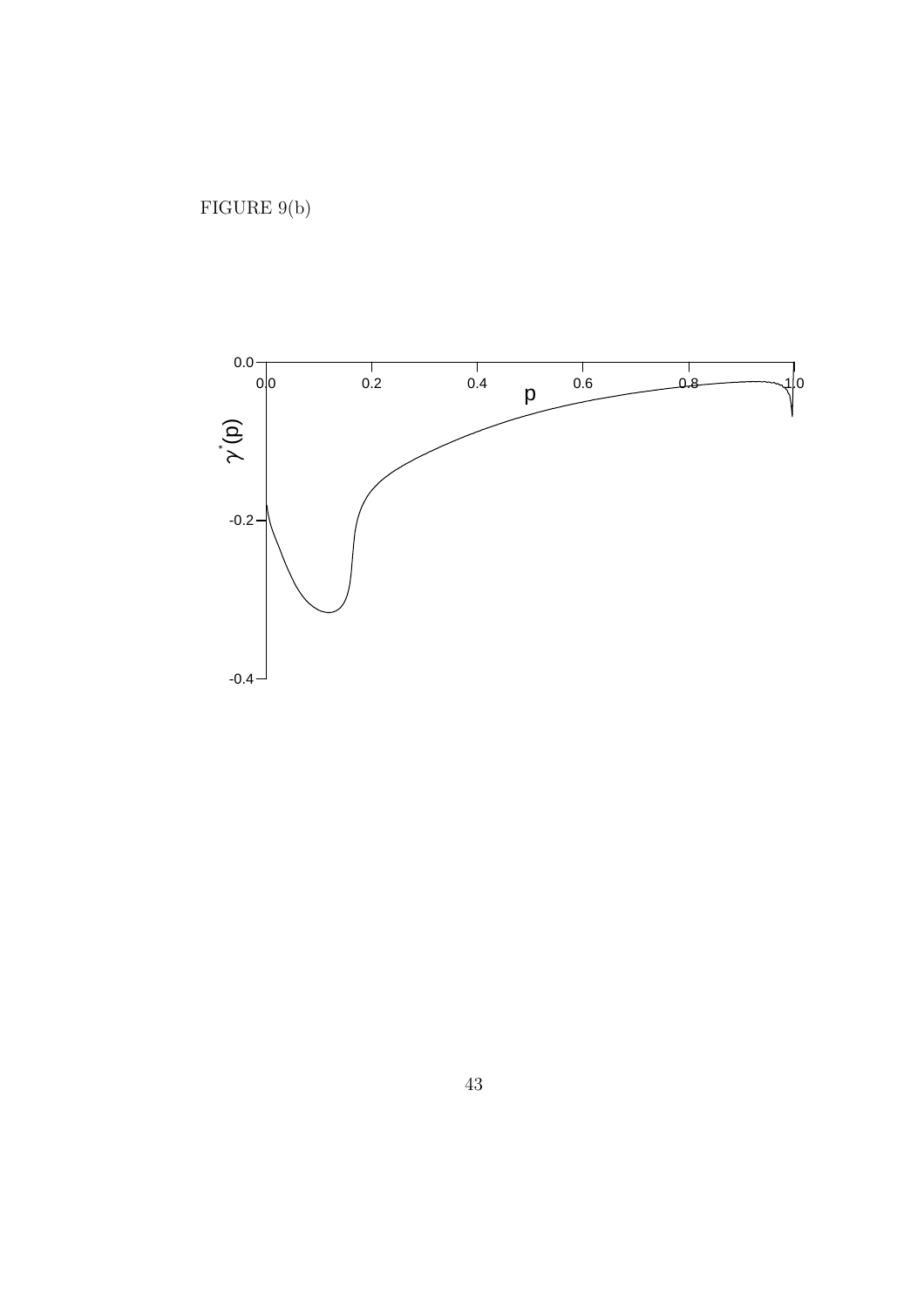FIGURE 9(b)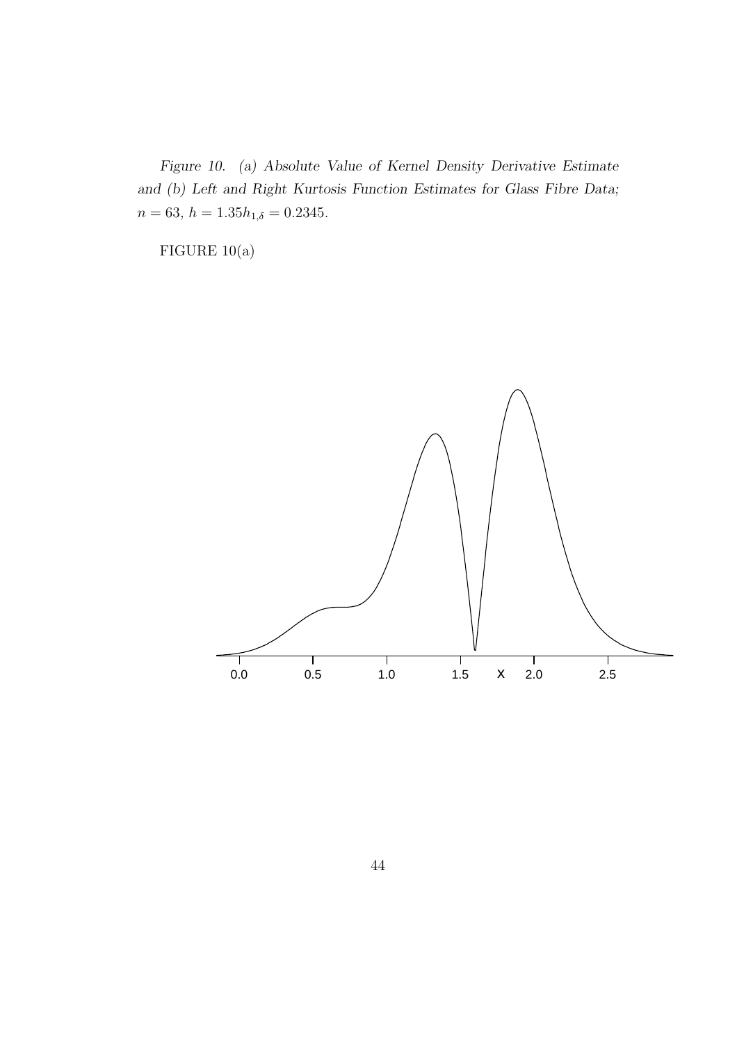*Figure 10. (a) Absolute Value of Kernel Density Derivative Estimate and (b) Left and Right Kurtosis Function Estimates for Glass Fibre Data;* $n = 63$, $h = 1.35h_{1,\delta} = 0.2345$.

FIGURE 10(a)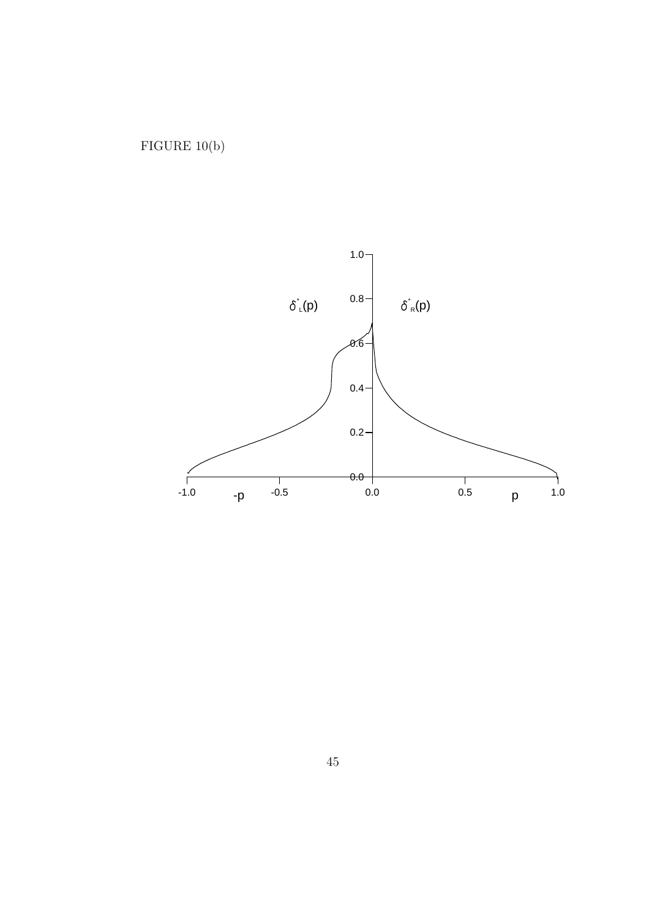FIGURE 10(b)

$\delta^*_L(p)$

$\delta^*_R(p)$

1.0

0.8

0.6

0.4

0.2

0.0

-1.0

-p

-0.5

0.0

0.5

p

1.0